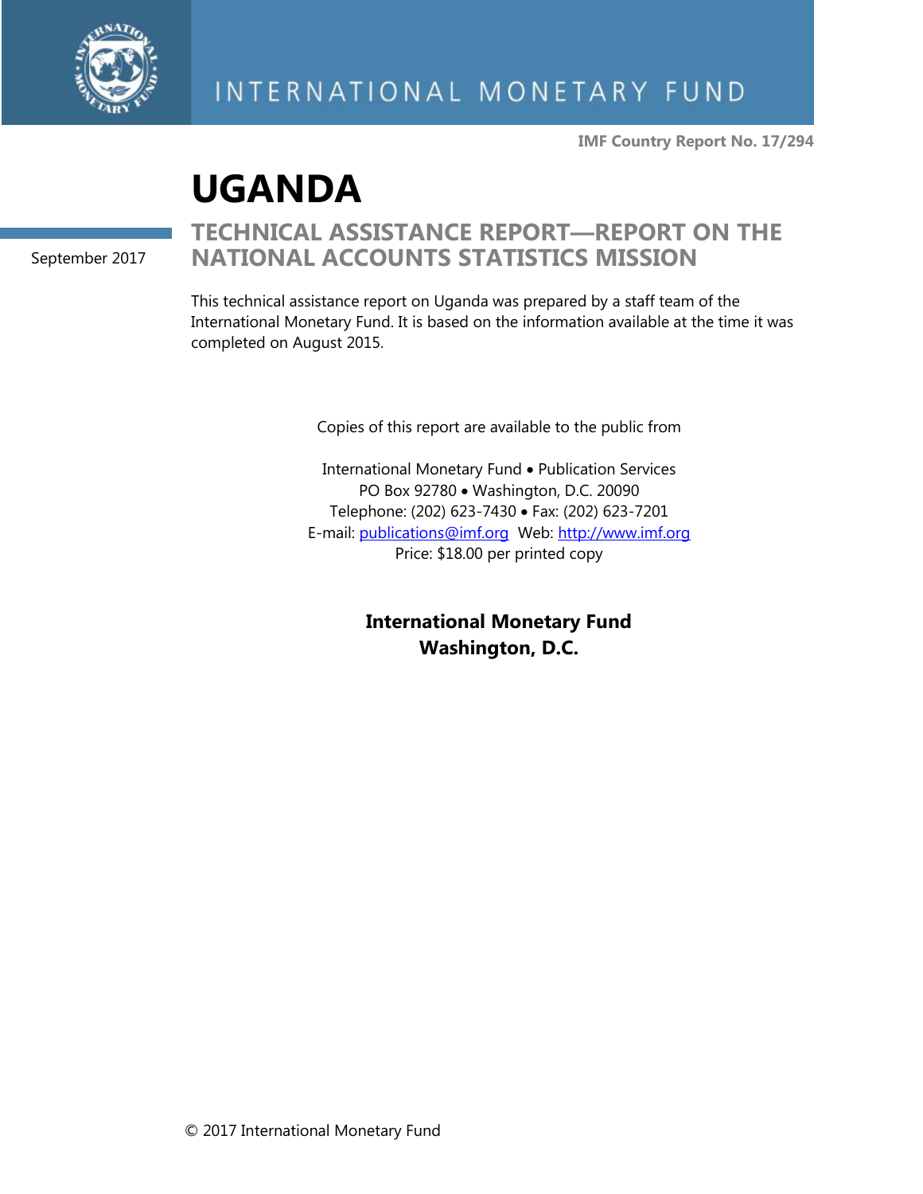INTERNATIONAL MONETARY FUND

IMF Country Report No. 17/294

# UGANDA

September 2017

## TECHNICAL ASSISTANCE REPORT—REPORT ON THE NATIONAL ACCOUNTS STATISTICS MISSION

This technical assistance report on Uganda was prepared by a staff team of the International Monetary Fund. It is based on the information available at the time it was completed on August 2015.

Copies of this report are available to the public from

International Monetary Fund • Publication Services
PO Box 92780 • Washington, D.C. 20090
Telephone: (202) 623-7430 • Fax: (202) 623-7201
E-mail: publications@imf.org Web: http://www.imf.org
Price: $18.00 per printed copy

**International Monetary Fund**
**Washington, D.C.**

© 2017 International Monetary Fund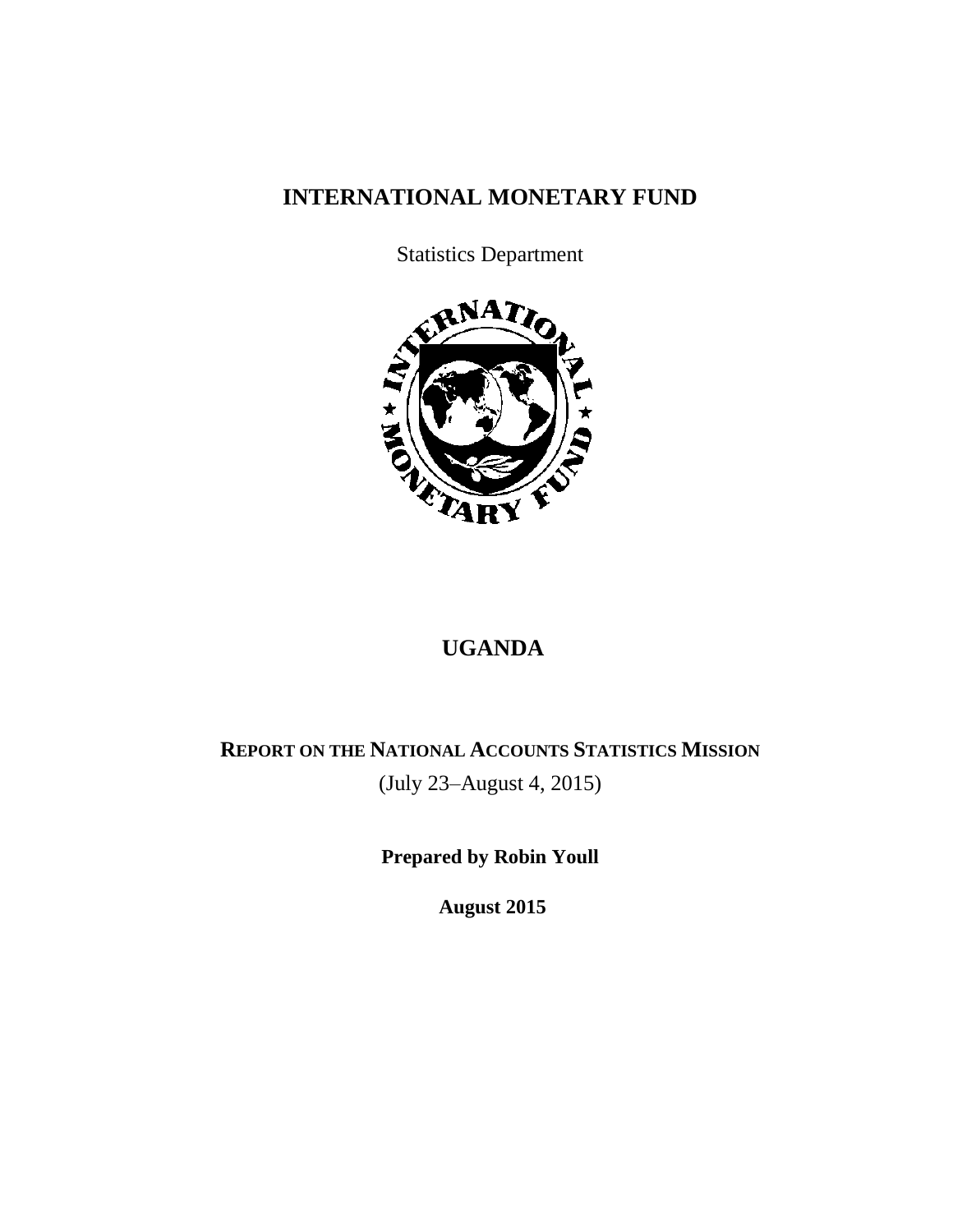# INTERNATIONAL MONETARY FUND

Statistics Department

# UGANDA

## REPORT ON THE NATIONAL ACCOUNTS STATISTICS MISSION

(July 23–August 4, 2015)

**Prepared by Robin Youll**

**August 2015**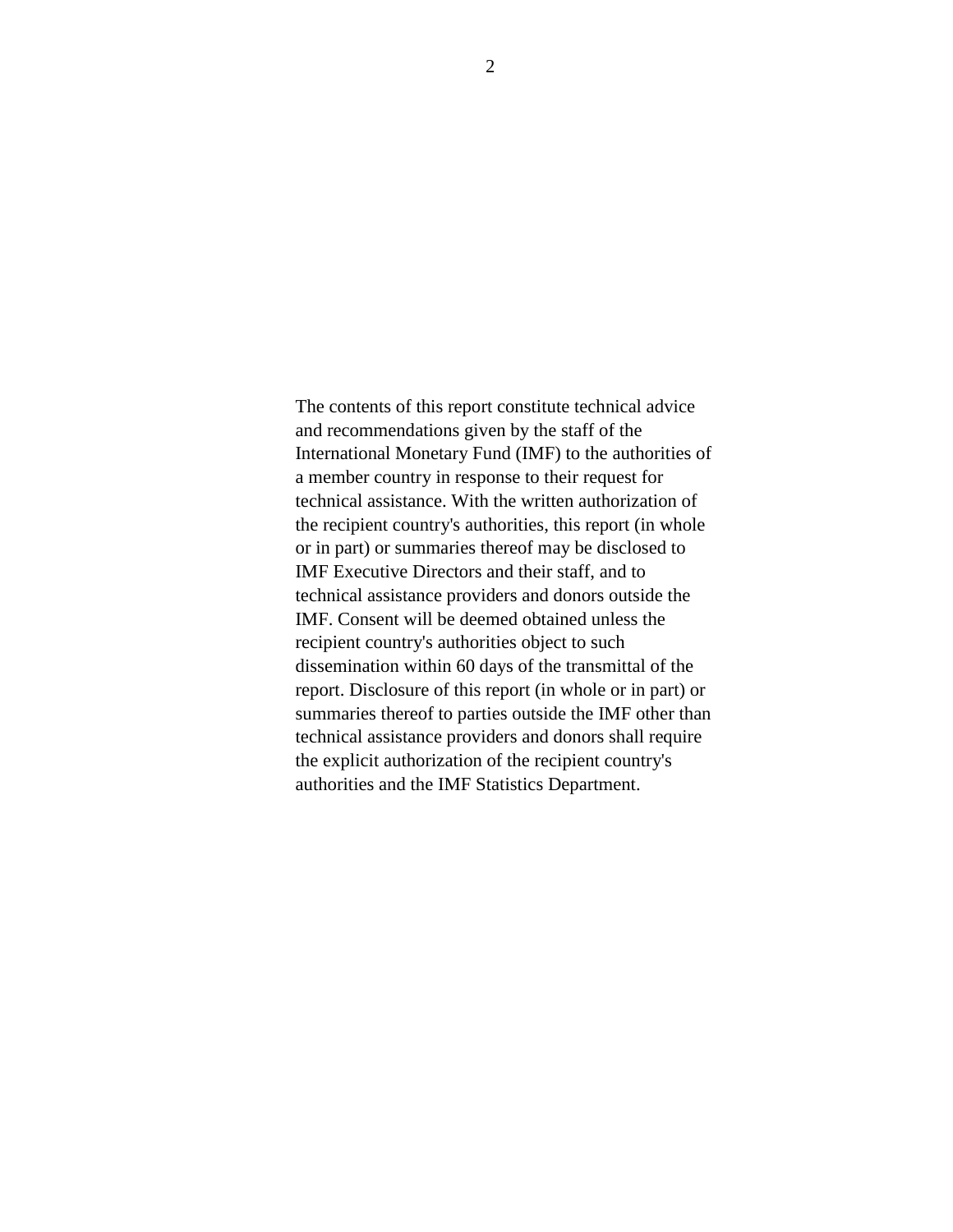The contents of this report constitute technical advice and recommendations given by the staff of the International Monetary Fund (IMF) to the authorities of a member country in response to their request for technical assistance. With the written authorization of the recipient country's authorities, this report (in whole or in part) or summaries thereof may be disclosed to IMF Executive Directors and their staff, and to technical assistance providers and donors outside the IMF. Consent will be deemed obtained unless the recipient country's authorities object to such dissemination within 60 days of the transmittal of the report. Disclosure of this report (in whole or in part) or summaries thereof to parties outside the IMF other than technical assistance providers and donors shall require the explicit authorization of the recipient country's authorities and the IMF Statistics Department.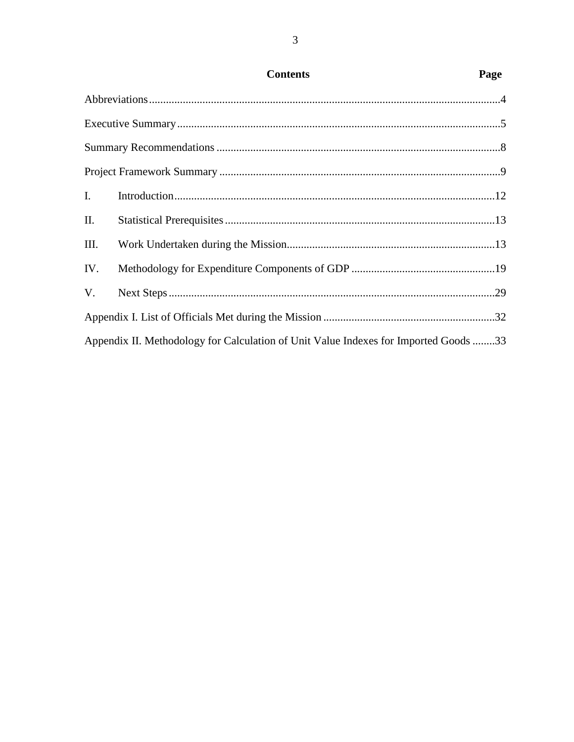## Contents

| | Page |
|---|---|
| Abbreviations | 4 |
| Executive Summary | 5 |
| Summary Recommendations | 8 |
| Project Framework Summary | 9 |
| I. Introduction | 12 |
| II. Statistical Prerequisites | 13 |
| III. Work Undertaken during the Mission | 13 |
| IV. Methodology for Expenditure Components of GDP | 19 |
| V. Next Steps | 29 |
| Appendix I. List of Officials Met during the Mission | 32 |
| Appendix II. Methodology for Calculation of Unit Value Indexes for Imported Goods | 33 |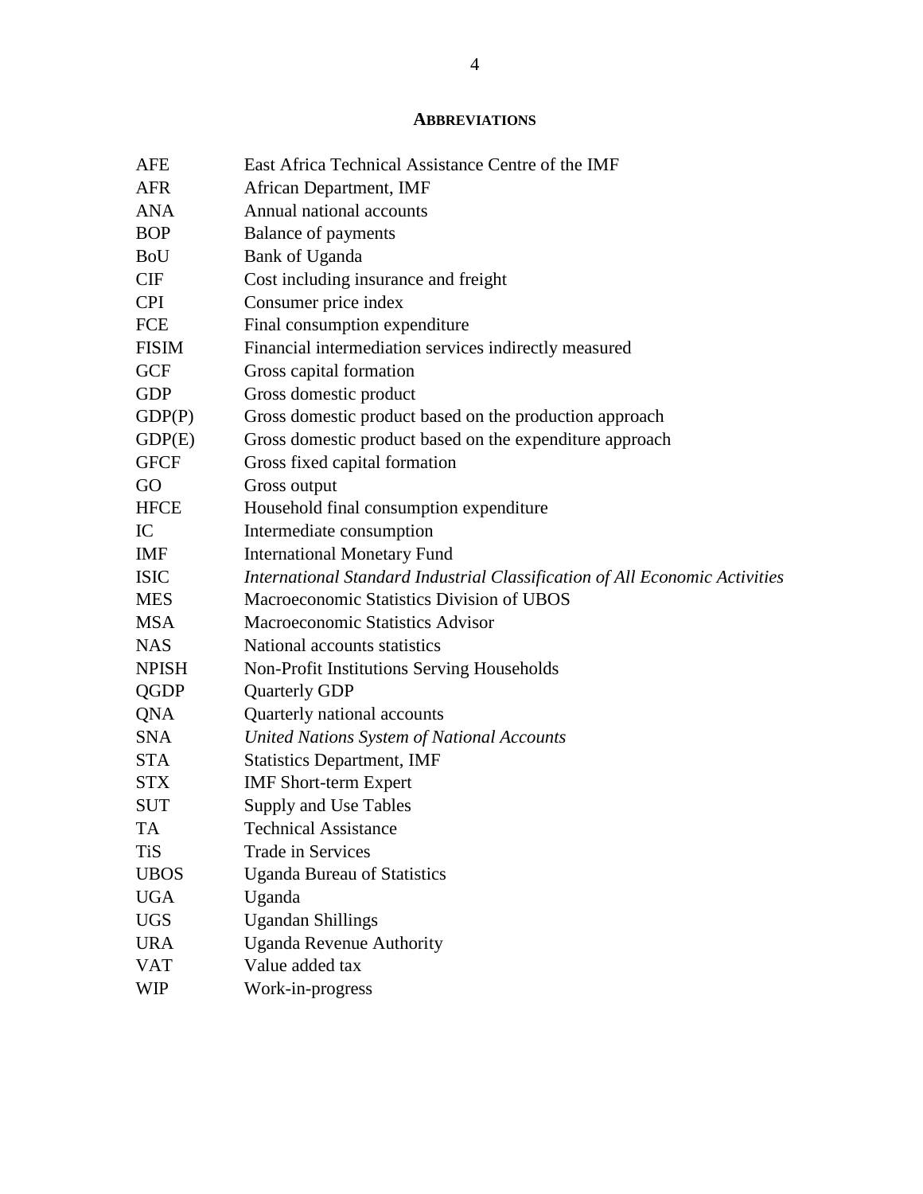## ABBREVIATIONS

| | |
|---|---|
| AFE | East Africa Technical Assistance Centre of the IMF |
| AFR | African Department, IMF |
| ANA | Annual national accounts |
| BOP | Balance of payments |
| BoU | Bank of Uganda |
| CIF | Cost including insurance and freight |
| CPI | Consumer price index |
| FCE | Final consumption expenditure |
| FISIM | Financial intermediation services indirectly measured |
| GCF | Gross capital formation |
| GDP | Gross domestic product |
| GDP(P) | Gross domestic product based on the production approach |
| GDP(E) | Gross domestic product based on the expenditure approach |
| GFCF | Gross fixed capital formation |
| GO | Gross output |
| HFCE | Household final consumption expenditure |
| IC | Intermediate consumption |
| IMF | International Monetary Fund |
| ISIC | *International Standard Industrial Classification of All Economic Activities* |
| MES | Macroeconomic Statistics Division of UBOS |
| MSA | Macroeconomic Statistics Advisor |
| NAS | National accounts statistics |
| NPISH | Non-Profit Institutions Serving Households |
| QGDP | Quarterly GDP |
| QNA | Quarterly national accounts |
| SNA | *United Nations System of National Accounts* |
| STA | Statistics Department, IMF |
| STX | IMF Short-term Expert |
| SUT | Supply and Use Tables |
| TA | Technical Assistance |
| TiS | Trade in Services |
| UBOS | Uganda Bureau of Statistics |
| UGA | Uganda |
| UGS | Ugandan Shillings |
| URA | Uganda Revenue Authority |
| VAT | Value added tax |
| WIP | Work-in-progress |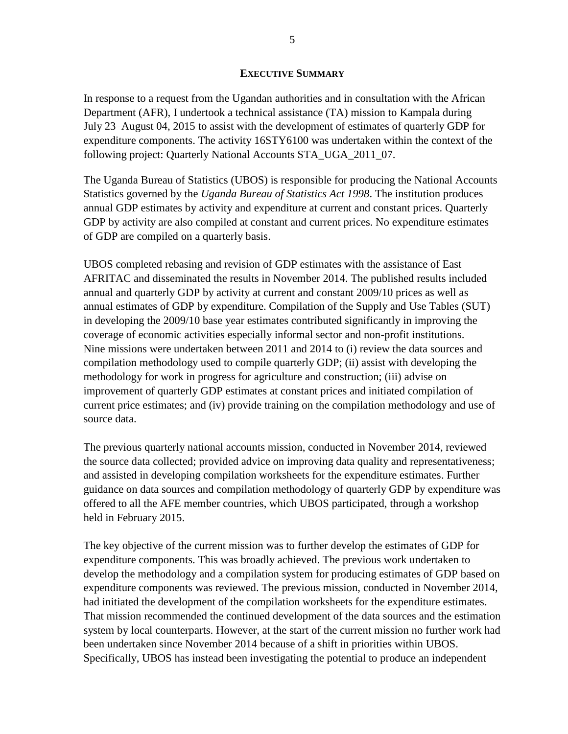## EXECUTIVE SUMMARY

In response to a request from the Ugandan authorities and in consultation with the African Department (AFR), I undertook a technical assistance (TA) mission to Kampala during July 23–August 04, 2015 to assist with the development of estimates of quarterly GDP for expenditure components. The activity 16STY6100 was undertaken within the context of the following project: Quarterly National Accounts STA_UGA_2011_07.

The Uganda Bureau of Statistics (UBOS) is responsible for producing the National Accounts Statistics governed by the *Uganda Bureau of Statistics Act 1998*. The institution produces annual GDP estimates by activity and expenditure at current and constant prices. Quarterly GDP by activity are also compiled at constant and current prices. No expenditure estimates of GDP are compiled on a quarterly basis.

UBOS completed rebasing and revision of GDP estimates with the assistance of East AFRITAC and disseminated the results in November 2014. The published results included annual and quarterly GDP by activity at current and constant 2009/10 prices as well as annual estimates of GDP by expenditure. Compilation of the Supply and Use Tables (SUT) in developing the 2009/10 base year estimates contributed significantly in improving the coverage of economic activities especially informal sector and non-profit institutions. Nine missions were undertaken between 2011 and 2014 to (i) review the data sources and compilation methodology used to compile quarterly GDP; (ii) assist with developing the methodology for work in progress for agriculture and construction; (iii) advise on improvement of quarterly GDP estimates at constant prices and initiated compilation of current price estimates; and (iv) provide training on the compilation methodology and use of source data.

The previous quarterly national accounts mission, conducted in November 2014, reviewed the source data collected; provided advice on improving data quality and representativeness; and assisted in developing compilation worksheets for the expenditure estimates. Further guidance on data sources and compilation methodology of quarterly GDP by expenditure was offered to all the AFE member countries, which UBOS participated, through a workshop held in February 2015.

The key objective of the current mission was to further develop the estimates of GDP for expenditure components. This was broadly achieved. The previous work undertaken to develop the methodology and a compilation system for producing estimates of GDP based on expenditure components was reviewed. The previous mission, conducted in November 2014, had initiated the development of the compilation worksheets for the expenditure estimates. That mission recommended the continued development of the data sources and the estimation system by local counterparts. However, at the start of the current mission no further work had been undertaken since November 2014 because of a shift in priorities within UBOS. Specifically, UBOS has instead been investigating the potential to produce an independent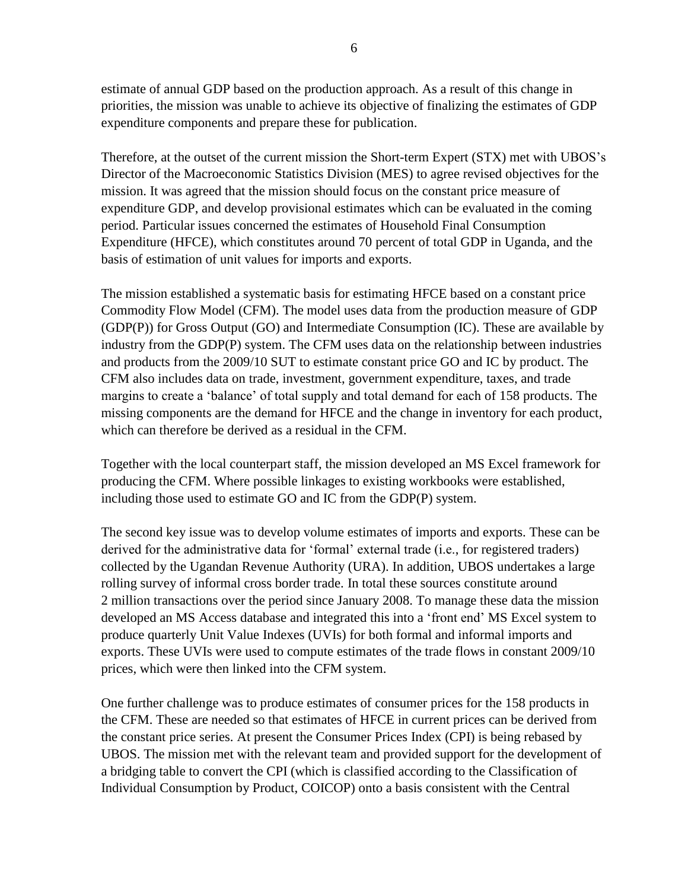estimate of annual GDP based on the production approach. As a result of this change in priorities, the mission was unable to achieve its objective of finalizing the estimates of GDP expenditure components and prepare these for publication.

Therefore, at the outset of the current mission the Short-term Expert (STX) met with UBOS's Director of the Macroeconomic Statistics Division (MES) to agree revised objectives for the mission. It was agreed that the mission should focus on the constant price measure of expenditure GDP, and develop provisional estimates which can be evaluated in the coming period. Particular issues concerned the estimates of Household Final Consumption Expenditure (HFCE), which constitutes around 70 percent of total GDP in Uganda, and the basis of estimation of unit values for imports and exports.

The mission established a systematic basis for estimating HFCE based on a constant price Commodity Flow Model (CFM). The model uses data from the production measure of GDP (GDP(P)) for Gross Output (GO) and Intermediate Consumption (IC). These are available by industry from the GDP(P) system. The CFM uses data on the relationship between industries and products from the 2009/10 SUT to estimate constant price GO and IC by product. The CFM also includes data on trade, investment, government expenditure, taxes, and trade margins to create a 'balance' of total supply and total demand for each of 158 products. The missing components are the demand for HFCE and the change in inventory for each product, which can therefore be derived as a residual in the CFM.

Together with the local counterpart staff, the mission developed an MS Excel framework for producing the CFM. Where possible linkages to existing workbooks were established, including those used to estimate GO and IC from the GDP(P) system.

The second key issue was to develop volume estimates of imports and exports. These can be derived for the administrative data for 'formal' external trade (i.e., for registered traders) collected by the Ugandan Revenue Authority (URA). In addition, UBOS undertakes a large rolling survey of informal cross border trade. In total these sources constitute around 2 million transactions over the period since January 2008. To manage these data the mission developed an MS Access database and integrated this into a 'front end' MS Excel system to produce quarterly Unit Value Indexes (UVIs) for both formal and informal imports and exports. These UVIs were used to compute estimates of the trade flows in constant 2009/10 prices, which were then linked into the CFM system.

One further challenge was to produce estimates of consumer prices for the 158 products in the CFM. These are needed so that estimates of HFCE in current prices can be derived from the constant price series. At present the Consumer Prices Index (CPI) is being rebased by UBOS. The mission met with the relevant team and provided support for the development of a bridging table to convert the CPI (which is classified according to the Classification of Individual Consumption by Product, COICOP) onto a basis consistent with the Central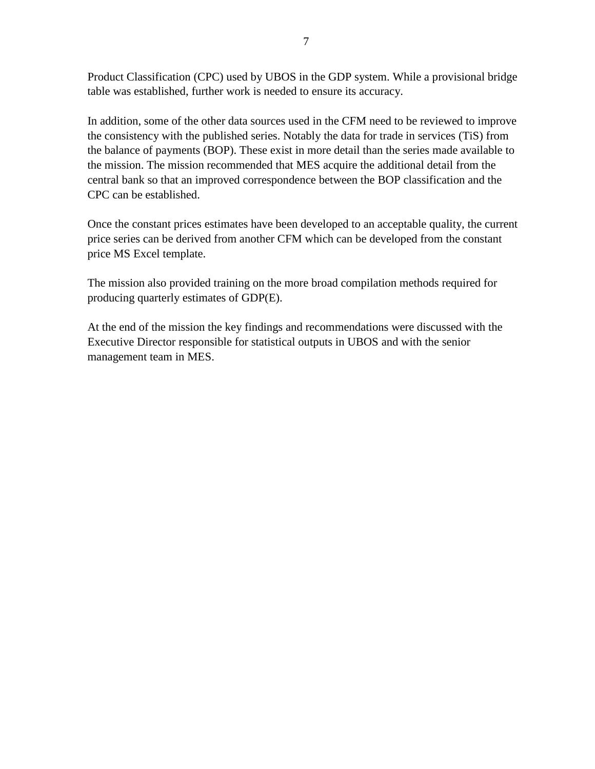Product Classification (CPC) used by UBOS in the GDP system. While a provisional bridge table was established, further work is needed to ensure its accuracy.

In addition, some of the other data sources used in the CFM need to be reviewed to improve the consistency with the published series. Notably the data for trade in services (TiS) from the balance of payments (BOP). These exist in more detail than the series made available to the mission. The mission recommended that MES acquire the additional detail from the central bank so that an improved correspondence between the BOP classification and the CPC can be established.

Once the constant prices estimates have been developed to an acceptable quality, the current price series can be derived from another CFM which can be developed from the constant price MS Excel template.

The mission also provided training on the more broad compilation methods required for producing quarterly estimates of GDP(E).

At the end of the mission the key findings and recommendations were discussed with the Executive Director responsible for statistical outputs in UBOS and with the senior management team in MES.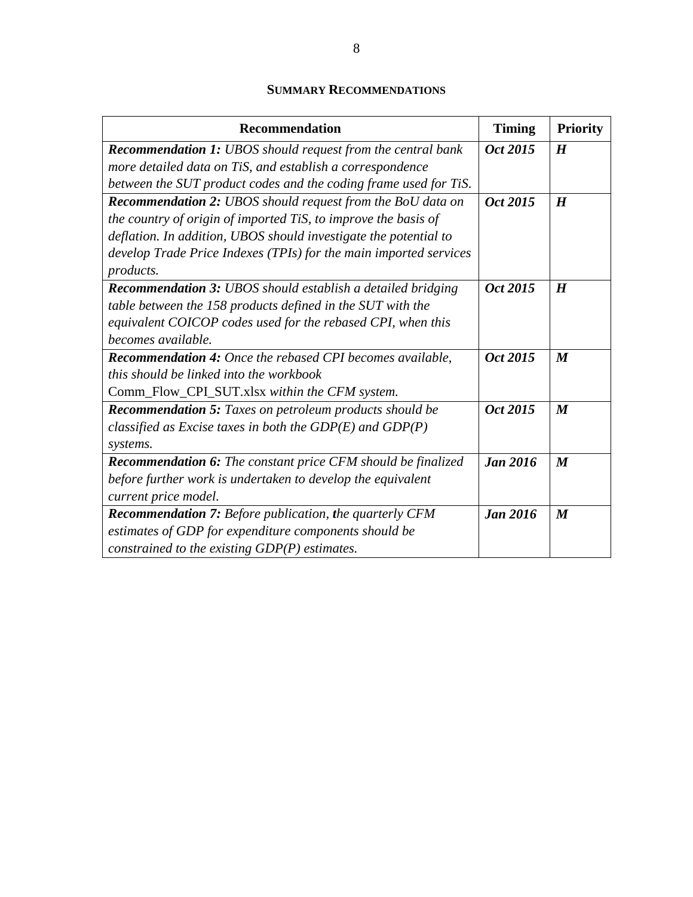## SUMMARY RECOMMENDATIONS

| Recommendation | Timing | Priority |
|---|---|---|
| ***Recommendation 1:*** *UBOS should request from the central bank more detailed data on TiS, and establish a correspondence between the SUT product codes and the coding frame used for TiS.* | ***Oct 2015*** | ***H*** |
| ***Recommendation 2:*** *UBOS should request from the BoU data on the country of origin of imported TiS, to improve the basis of deflation. In addition, UBOS should investigate the potential to develop Trade Price Indexes (TPIs) for the main imported services products.* | ***Oct 2015*** | ***H*** |
| ***Recommendation 3:*** *UBOS should establish a detailed bridging table between the 158 products defined in the SUT with the equivalent COICOP codes used for the rebased CPI, when this becomes available.* | ***Oct 2015*** | ***H*** |
| ***Recommendation 4:*** *Once the rebased CPI becomes available, this should be linked into the workbook* Comm_Flow_CPI_SUT.xlsx *within the CFM system.* | ***Oct 2015*** | ***M*** |
| ***Recommendation 5:*** *Taxes on petroleum products should be classified as Excise taxes in both the GDP(E) and GDP(P) systems.* | ***Oct 2015*** | ***M*** |
| ***Recommendation 6:*** *The constant price CFM should be finalized before further work is undertaken to develop the equivalent current price model.* | ***Jan 2016*** | ***M*** |
| ***Recommendation 7:*** *Before publication, the quarterly CFM estimates of GDP for expenditure components should be constrained to the existing GDP(P) estimates.* | ***Jan 2016*** | ***M*** |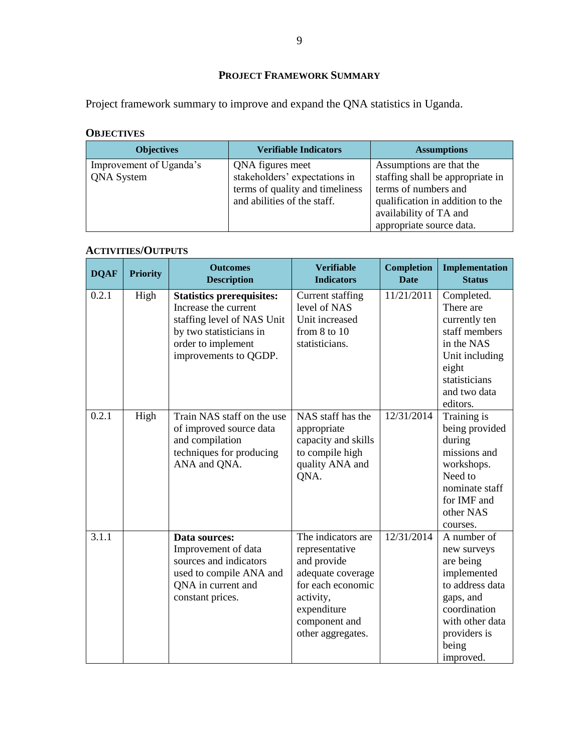## Project Framework Summary

Project framework summary to improve and expand the QNA statistics in Uganda.

### Objectives

| Objectives | Verifiable Indicators | Assumptions |
|---|---|---|
| Improvement of Uganda's QNA System | QNA figures meet stakeholders' expectations in terms of quality and timeliness and abilities of the staff. | Assumptions are that the staffing shall be appropriate in terms of numbers and qualification in addition to the availability of TA and appropriate source data. |

### Activities/Outputs

| DQAF | Priority | Outcomes Description | Verifiable Indicators | Completion Date | Implementation Status |
|---|---|---|---|---|---|
| 0.2.1 | High | **Statistics prerequisites:** Increase the current staffing level of NAS Unit by two statisticians in order to implement improvements to QGDP. | Current staffing level of NAS Unit increased from 8 to 10 statisticians. | 11/21/2011 | Completed. There are currently ten staff members in the NAS Unit including eight statisticians and two data editors. |
| 0.2.1 | High | Train NAS staff on the use of improved source data and compilation techniques for producing ANA and QNA. | NAS staff has the appropriate capacity and skills to compile high quality ANA and QNA. | 12/31/2014 | Training is being provided during missions and workshops. Need to nominate staff for IMF and other NAS courses. |
| 3.1.1 | | **Data sources:** Improvement of data sources and indicators used to compile ANA and QNA in current and constant prices. | The indicators are representative and provide adequate coverage for each economic activity, expenditure component and other aggregates. | 12/31/2014 | A number of new surveys are being implemented to address data gaps, and coordination with other data providers is being improved. |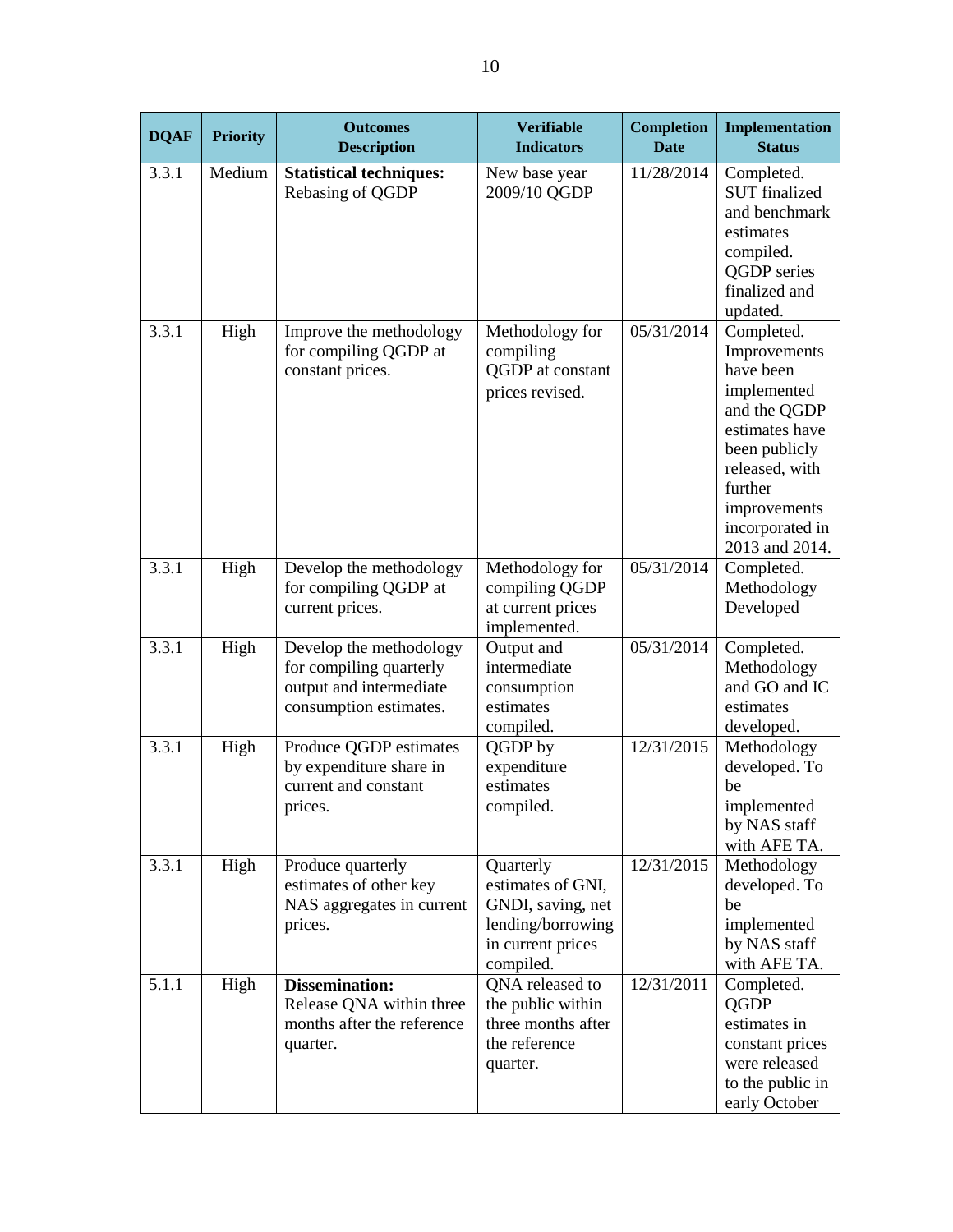| DQAF | Priority | Outcomes Description | Verifiable Indicators | Completion Date | Implementation Status |
|---|---|---|---|---|---|
| 3.3.1 | Medium | **Statistical techniques:** Rebasing of QGDP | New base year 2009/10 QGDP | 11/28/2014 | Completed. SUT finalized and benchmark estimates compiled. QGDP series finalized and updated. |
| 3.3.1 | High | Improve the methodology for compiling QGDP at constant prices. | Methodology for compiling QGDP at constant prices revised. | 05/31/2014 | Completed. Improvements have been implemented and the QGDP estimates have been publicly released, with further improvements incorporated in 2013 and 2014. |
| 3.3.1 | High | Develop the methodology for compiling QGDP at current prices. | Methodology for compiling QGDP at current prices implemented. | 05/31/2014 | Completed. Methodology Developed |
| 3.3.1 | High | Develop the methodology for compiling quarterly output and intermediate consumption estimates. | Output and intermediate consumption estimates compiled. | 05/31/2014 | Completed. Methodology and GO and IC estimates developed. |
| 3.3.1 | High | Produce QGDP estimates by expenditure share in current and constant prices. | QGDP by expenditure estimates compiled. | 12/31/2015 | Methodology developed. To be implemented by NAS staff with AFE TA. |
| 3.3.1 | High | Produce quarterly estimates of other key NAS aggregates in current prices. | Quarterly estimates of GNI, GNDI, saving, net lending/borrowing in current prices compiled. | 12/31/2015 | Methodology developed. To be implemented by NAS staff with AFE TA. |
| 5.1.1 | High | **Dissemination:** Release QNA within three months after the reference quarter. | QNA released to the public within three months after the reference quarter. | 12/31/2011 | Completed. QGDP estimates in constant prices were released to the public in early October |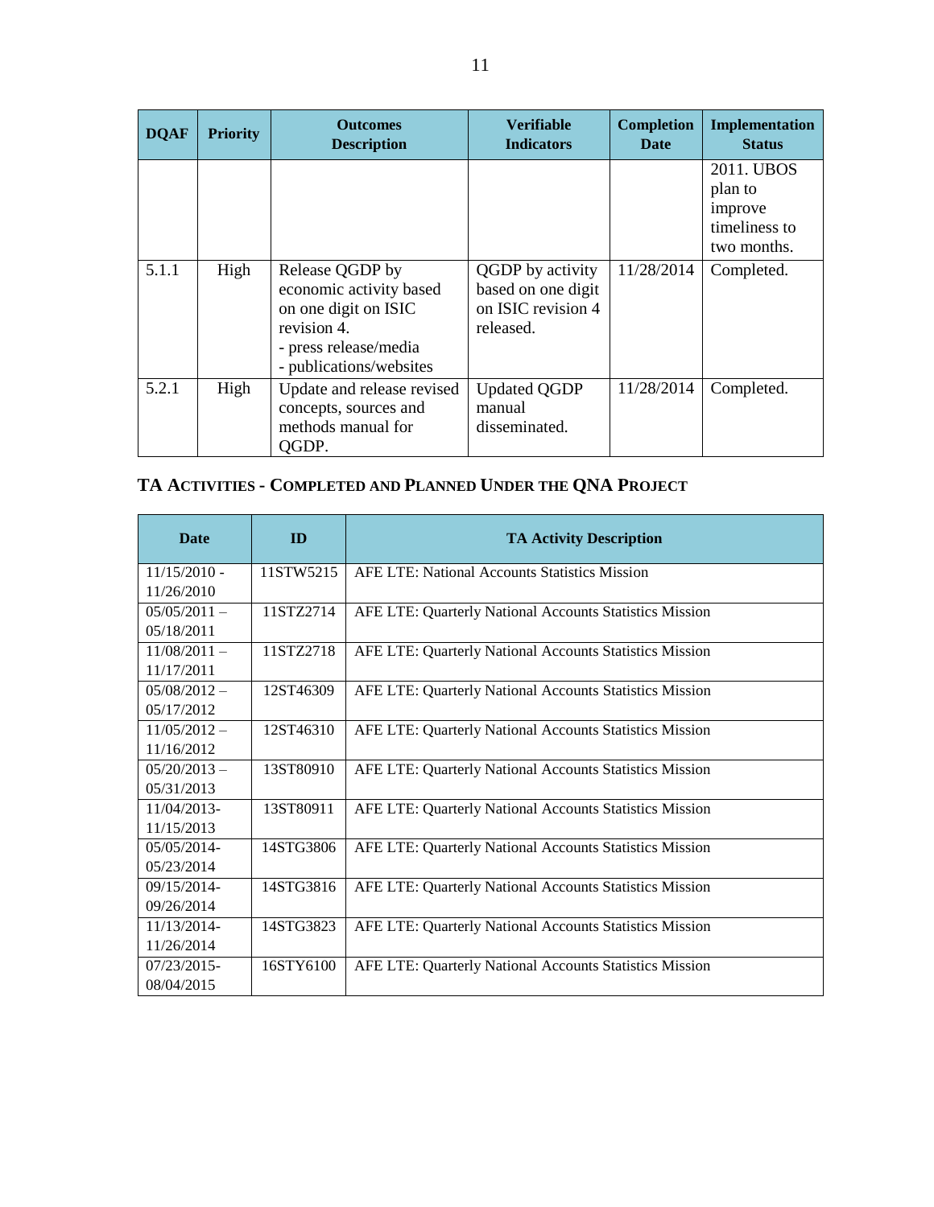| DQAF | Priority | Outcomes Description | Verifiable Indicators | Completion Date | Implementation Status |
|---|---|---|---|---|---|
| | | | | | 2011. UBOS plan to improve timeliness to two months. |
| 5.1.1 | High | Release QGDP by economic activity based on one digit on ISIC revision 4.<br>- press release/media<br>- publications/websites | QGDP by activity based on one digit on ISIC revision 4 released. | 11/28/2014 | Completed. |
| 5.2.1 | High | Update and release revised concepts, sources and methods manual for QGDP. | Updated QGDP manual disseminated. | 11/28/2014 | Completed. |

## TA Activities - Completed and Planned Under the QNA Project

| Date | ID | TA Activity Description |
|---|---|---|
| 11/15/2010 - 11/26/2010 | 11STW5215 | AFE LTE: National Accounts Statistics Mission |
| 05/05/2011 – 05/18/2011 | 11STZ2714 | AFE LTE: Quarterly National Accounts Statistics Mission |
| 11/08/2011 – 11/17/2011 | 11STZ2718 | AFE LTE: Quarterly National Accounts Statistics Mission |
| 05/08/2012 – 05/17/2012 | 12ST46309 | AFE LTE: Quarterly National Accounts Statistics Mission |
| 11/05/2012 – 11/16/2012 | 12ST46310 | AFE LTE: Quarterly National Accounts Statistics Mission |
| 05/20/2013 – 05/31/2013 | 13ST80910 | AFE LTE: Quarterly National Accounts Statistics Mission |
| 11/04/2013- 11/15/2013 | 13ST80911 | AFE LTE: Quarterly National Accounts Statistics Mission |
| 05/05/2014- 05/23/2014 | 14STG3806 | AFE LTE: Quarterly National Accounts Statistics Mission |
| 09/15/2014- 09/26/2014 | 14STG3816 | AFE LTE: Quarterly National Accounts Statistics Mission |
| 11/13/2014- 11/26/2014 | 14STG3823 | AFE LTE: Quarterly National Accounts Statistics Mission |
| 07/23/2015- 08/04/2015 | 16STY6100 | AFE LTE: Quarterly National Accounts Statistics Mission |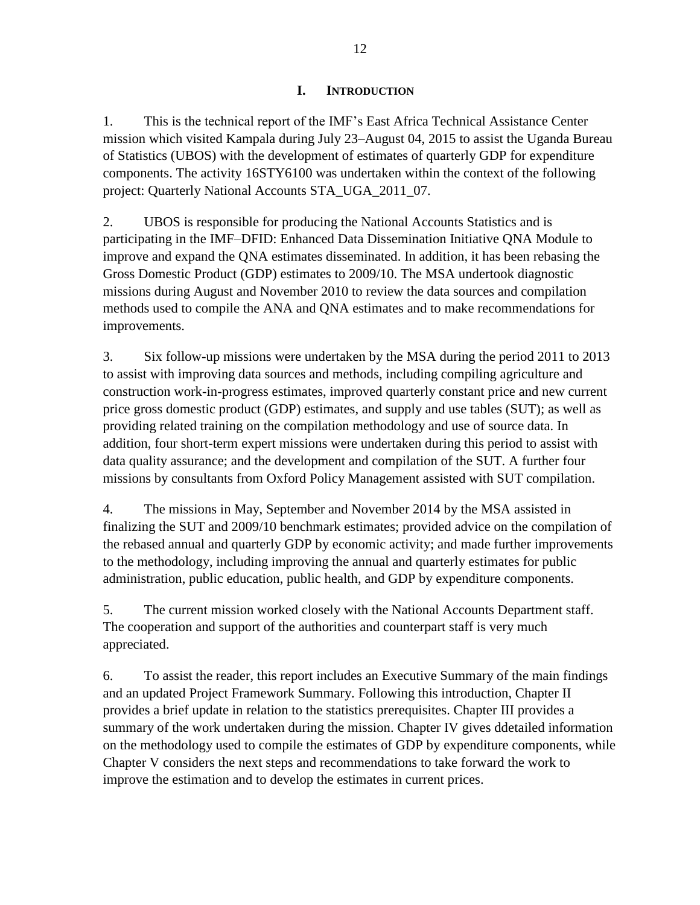# I. INTRODUCTION

1. This is the technical report of the IMF's East Africa Technical Assistance Center mission which visited Kampala during July 23–August 04, 2015 to assist the Uganda Bureau of Statistics (UBOS) with the development of estimates of quarterly GDP for expenditure components. The activity 16STY6100 was undertaken within the context of the following project: Quarterly National Accounts STA_UGA_2011_07.

2. UBOS is responsible for producing the National Accounts Statistics and is participating in the IMF–DFID: Enhanced Data Dissemination Initiative QNA Module to improve and expand the QNA estimates disseminated. In addition, it has been rebasing the Gross Domestic Product (GDP) estimates to 2009/10. The MSA undertook diagnostic missions during August and November 2010 to review the data sources and compilation methods used to compile the ANA and QNA estimates and to make recommendations for improvements.

3. Six follow-up missions were undertaken by the MSA during the period 2011 to 2013 to assist with improving data sources and methods, including compiling agriculture and construction work-in-progress estimates, improved quarterly constant price and new current price gross domestic product (GDP) estimates, and supply and use tables (SUT); as well as providing related training on the compilation methodology and use of source data. In addition, four short-term expert missions were undertaken during this period to assist with data quality assurance; and the development and compilation of the SUT. A further four missions by consultants from Oxford Policy Management assisted with SUT compilation.

4. The missions in May, September and November 2014 by the MSA assisted in finalizing the SUT and 2009/10 benchmark estimates; provided advice on the compilation of the rebased annual and quarterly GDP by economic activity; and made further improvements to the methodology, including improving the annual and quarterly estimates for public administration, public education, public health, and GDP by expenditure components.

5. The current mission worked closely with the National Accounts Department staff. The cooperation and support of the authorities and counterpart staff is very much appreciated.

6. To assist the reader, this report includes an Executive Summary of the main findings and an updated Project Framework Summary. Following this introduction, Chapter II provides a brief update in relation to the statistics prerequisites. Chapter III provides a summary of the work undertaken during the mission. Chapter IV gives ddetailed information on the methodology used to compile the estimates of GDP by expenditure components, while Chapter V considers the next steps and recommendations to take forward the work to improve the estimation and to develop the estimates in current prices.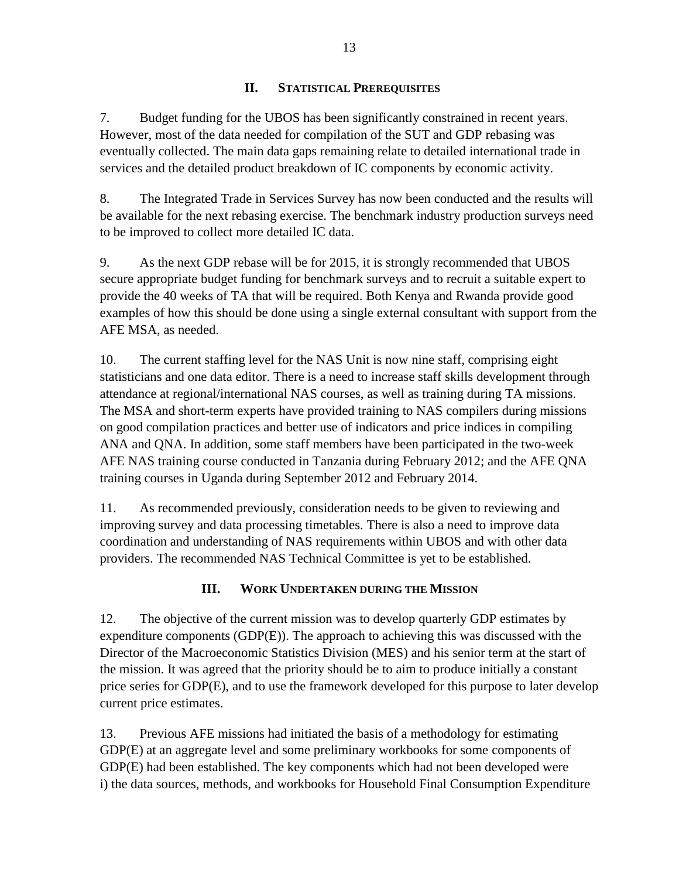## II. Statistical Prerequisites

7. Budget funding for the UBOS has been significantly constrained in recent years. However, most of the data needed for compilation of the SUT and GDP rebasing was eventually collected. The main data gaps remaining relate to detailed international trade in services and the detailed product breakdown of IC components by economic activity.

8. The Integrated Trade in Services Survey has now been conducted and the results will be available for the next rebasing exercise. The benchmark industry production surveys need to be improved to collect more detailed IC data.

9. As the next GDP rebase will be for 2015, it is strongly recommended that UBOS secure appropriate budget funding for benchmark surveys and to recruit a suitable expert to provide the 40 weeks of TA that will be required. Both Kenya and Rwanda provide good examples of how this should be done using a single external consultant with support from the AFE MSA, as needed.

10. The current staffing level for the NAS Unit is now nine staff, comprising eight statisticians and one data editor. There is a need to increase staff skills development through attendance at regional/international NAS courses, as well as training during TA missions. The MSA and short-term experts have provided training to NAS compilers during missions on good compilation practices and better use of indicators and price indices in compiling ANA and QNA. In addition, some staff members have been participated in the two-week AFE NAS training course conducted in Tanzania during February 2012; and the AFE QNA training courses in Uganda during September 2012 and February 2014.

11. As recommended previously, consideration needs to be given to reviewing and improving survey and data processing timetables. There is also a need to improve data coordination and understanding of NAS requirements within UBOS and with other data providers. The recommended NAS Technical Committee is yet to be established.

## III. Work Undertaken during the Mission

12. The objective of the current mission was to develop quarterly GDP estimates by expenditure components (GDP(E)). The approach to achieving this was discussed with the Director of the Macroeconomic Statistics Division (MES) and his senior term at the start of the mission. It was agreed that the priority should be to aim to produce initially a constant price series for GDP(E), and to use the framework developed for this purpose to later develop current price estimates.

13. Previous AFE missions had initiated the basis of a methodology for estimating GDP(E) at an aggregate level and some preliminary workbooks for some components of GDP(E) had been established. The key components which had not been developed were i) the data sources, methods, and workbooks for Household Final Consumption Expenditure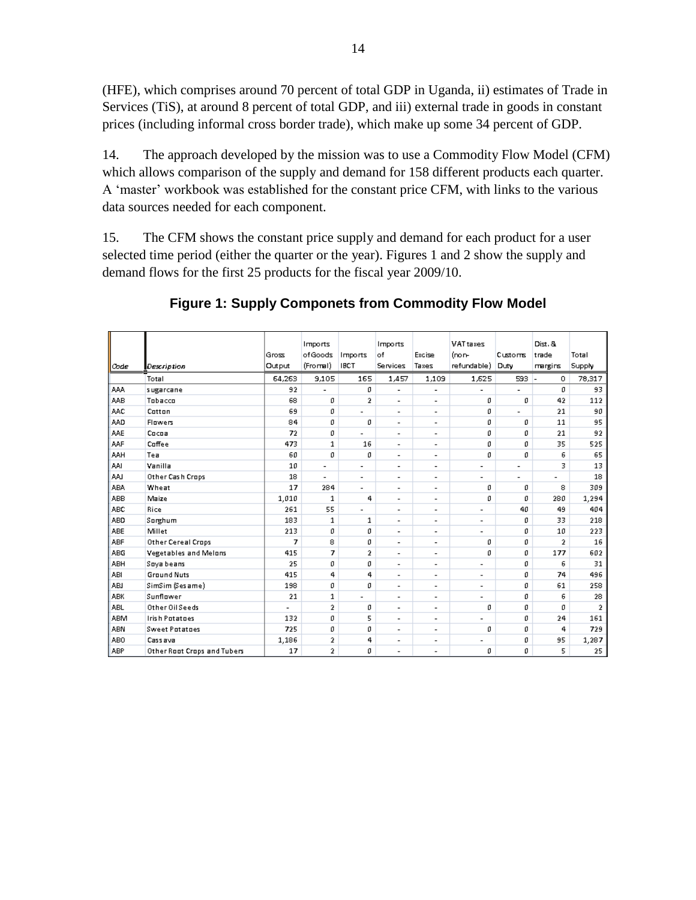(HFE), which comprises around 70 percent of total GDP in Uganda, ii) estimates of Trade in Services (TiS), at around 8 percent of total GDP, and iii) external trade in goods in constant prices (including informal cross border trade), which make up some 34 percent of GDP.

14. The approach developed by the mission was to use a Commodity Flow Model (CFM) which allows comparison of the supply and demand for 158 different products each quarter. A 'master' workbook was established for the constant price CFM, with links to the various data sources needed for each component.

15. The CFM shows the constant price supply and demand for each product for a user selected time period (either the quarter or the year). Figures 1 and 2 show the supply and demand flows for the first 25 products for the fiscal year 2009/10.

**Figure 1: Supply Componets from Commodity Flow Model**

| Code | Description | Gross Output | Imports of Goods (Fromal) | Imports IBCT | Imports of Services | Excise Taxes | VAT taxes (non-refundable) | Customs Duty | Dist. & trade margins | Total Supply |
|---|---|---|---|---|---|---|---|---|---|---|
| | Total | 64,263 | 9,105 | 165 | 1,457 | 1,109 | 1,625 | 593 | - 0 | 78,317 |
| AAA | sugarcane | 92 | - | 0 | - | - | - | - | 0 | 93 |
| AAB | Tobacco | 68 | 0 | 2 | - | - | 0 | 0 | 42 | 112 |
| AAC | Cotton | 69 | 0 | - | - | - | 0 | - | 21 | 90 |
| AAD | Flowers | 84 | 0 | 0 | - | - | 0 | 0 | 11 | 95 |
| AAE | Cocoa | 72 | 0 | - | - | - | 0 | 0 | 21 | 92 |
| AAF | Coffee | 473 | 1 | 16 | - | - | 0 | 0 | 35 | 525 |
| AAH | Tea | 60 | 0 | 0 | - | - | 0 | 0 | 6 | 65 |
| AAI | Vanilla | 10 | - | - | - | - | - | - | 3 | 13 |
| AAJ | Other Cash Crops | 18 | - | - | - | - | - | - | - | 18 |
| ABA | Wheat | 17 | 284 | - | - | - | 0 | 0 | 8 | 309 |
| ABB | Maize | 1,010 | 1 | 4 | - | - | 0 | 0 | 280 | 1,294 |
| ABC | Rice | 261 | 55 | - | - | - | - | 40 | 49 | 404 |
| ABD | Sorghum | 183 | 1 | 1 | - | - | - | 0 | 33 | 218 |
| ABE | Millet | 213 | 0 | 0 | - | - | - | 0 | 10 | 223 |
| ABF | Other Cereal Crops | 7 | 8 | 0 | - | - | 0 | 0 | 2 | 16 |
| ABG | Vegetables and Melons | 415 | 7 | 2 | - | - | 0 | 0 | 177 | 602 |
| ABH | Soya beans | 25 | 0 | 0 | - | - | - | 0 | 6 | 31 |
| ABI | Ground Nuts | 415 | 4 | 4 | - | - | - | 0 | 74 | 496 |
| ABJ | SimSim (Sesame) | 198 | 0 | 0 | - | - | - | 0 | 61 | 258 |
| ABK | Sunflower | 21 | 1 | - | - | - | - | 0 | 6 | 28 |
| ABL | Other Oil Seeds | - | 2 | 0 | - | - | 0 | 0 | 0 | 2 |
| ABM | Irish Potatoes | 132 | 0 | 5 | - | - | - | 0 | 24 | 161 |
| ABN | Sweet Potatoes | 725 | 0 | 0 | - | - | 0 | 0 | 4 | 729 |
| ABO | Cassava | 1,186 | 2 | 4 | - | - | - | 0 | 95 | 1,287 |
| ABP | Other Root Crops and Tubers | 17 | 2 | 0 | - | - | 0 | 0 | 5 | 25 |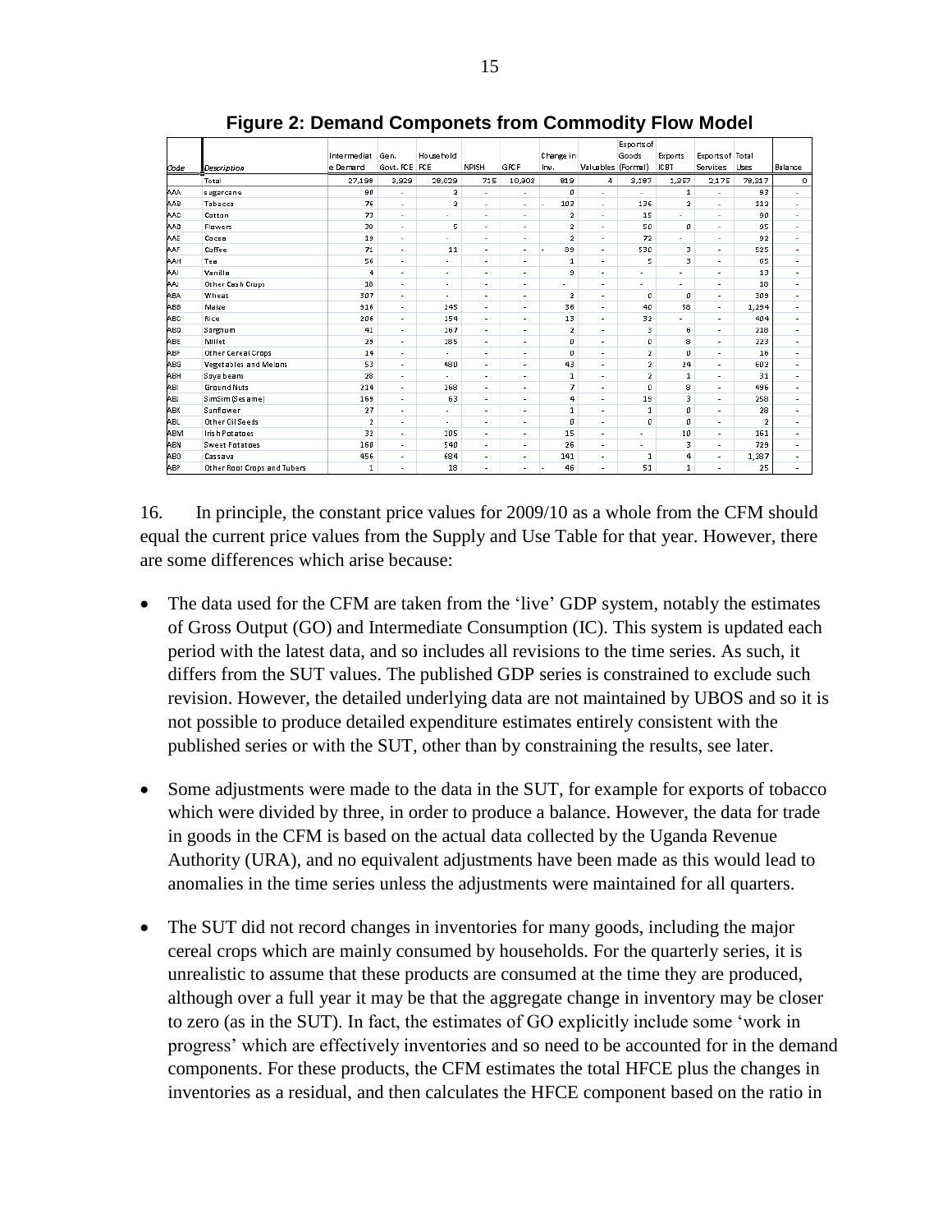**Figure 2: Demand Componets from Commodity Flow Model**

| Code | Description | Intermediate Demand | Gen. Govt. FCE | Household FCE | NPISH | GFCF | Change in Inv. | Valuables | Exports of Goods (Formal) | Exports ICBT | Exports of Services | Total Uses | Balance |
|---|---|---|---|---|---|---|---|---|---|---|---|---|---|
| | Total | 27,198 | 3,929 | 28,029 | 715 | 10,903 | 819 | 4 | 3,187 | 1,357 | 2,175 | 78,317 | 0 |
| AAA | sugarcane | 90 | - | 2 | - | - | 0 | - | - | 1 | - | 93 | - |
| AAB | Tobacco | 76 | - | 2 | - | - | - 103 | - | 136 | 2 | - | 112 | - |
| AAC | Cotton | 73 | - | - | - | - | 2 | - | 15 | - | - | 90 | - |
| AAD | Flowers | 38 | - | 5 | - | - | 2 | - | 50 | 0 | - | 95 | - |
| AAE | Cocoa | 19 | - | - | - | - | 2 | - | 72 | - | - | 92 | - |
| AAF | Coffee | 71 | - | 11 | - | - | - 89 | - | 530 | 3 | - | 525 | - |
| AAH | Tea | 56 | - | - | - | - | 1 | - | 5 | 3 | - | 65 | - |
| AAI | Vanilla | 4 | - | - | - | - | 9 | - | - | - | - | 13 | - |
| AAJ | Other Cash Crops | 18 | - | - | - | - | - | - | - | - | - | 18 | - |
| ABA | Wheat | 307 | - | - | - | - | 2 | - | 0 | 0 | - | 309 | - |
| ABB | Maize | 916 | - | 245 | - | - | 36 | - | 40 | 58 | - | 1,294 | - |
| ABC | Rice | 206 | - | 154 | - | - | 13 | - | 32 | - | - | 404 | - |
| ABD | Sorghum | 41 | - | 167 | - | - | 2 | - | 3 | 6 | - | 218 | - |
| ABE | Millet | 29 | - | 185 | - | - | 0 | - | 0 | 8 | - | 223 | - |
| ABF | Other Cereal Crops | 14 | - | - | - | - | 0 | - | 2 | 0 | - | 16 | - |
| ABG | Vegetables and Melons | 53 | - | 480 | - | - | 43 | - | 2 | 24 | - | 602 | - |
| ABH | Soya beans | 28 | - | - | - | - | 1 | - | 2 | 1 | - | 31 | - |
| ABI | Ground Nuts | 214 | - | 268 | - | - | 7 | - | 0 | 8 | - | 496 | - |
| ABJ | SimSim (Sesame) | 169 | - | 63 | - | - | 4 | - | 19 | 3 | - | 258 | - |
| ABK | Sunflower | 27 | - | - | - | - | 1 | - | 1 | 0 | - | 28 | - |
| ABL | Other Oil Seeds | 2 | - | - | - | - | 0 | - | 0 | 0 | - | 2 | - |
| ABM | Irish Potatoes | 32 | - | 105 | - | - | 15 | - | - | 10 | - | 161 | - |
| ABN | Sweet Potatoes | 160 | - | 540 | - | - | 26 | - | - | 3 | - | 729 | - |
| ABO | Cassava | 456 | - | 684 | - | - | 141 | - | 1 | 4 | - | 1,287 | - |
| ABP | Other Root Crops and Tubers | 1 | - | 18 | - | - | - 46 | - | 51 | 1 | - | 25 | - |

16. In principle, the constant price values for 2009/10 as a whole from the CFM should equal the current price values from the Supply and Use Table for that year. However, there are some differences which arise because:

- The data used for the CFM are taken from the 'live' GDP system, notably the estimates of Gross Output (GO) and Intermediate Consumption (IC). This system is updated each period with the latest data, and so includes all revisions to the time series. As such, it differs from the SUT values. The published GDP series is constrained to exclude such revision. However, the detailed underlying data are not maintained by UBOS and so it is not possible to produce detailed expenditure estimates entirely consistent with the published series or with the SUT, other than by constraining the results, see later.

- Some adjustments were made to the data in the SUT, for example for exports of tobacco which were divided by three, in order to produce a balance. However, the data for trade in goods in the CFM is based on the actual data collected by the Uganda Revenue Authority (URA), and no equivalent adjustments have been made as this would lead to anomalies in the time series unless the adjustments were maintained for all quarters.

- The SUT did not record changes in inventories for many goods, including the major cereal crops which are mainly consumed by households. For the quarterly series, it is unrealistic to assume that these products are consumed at the time they are produced, although over a full year it may be that the aggregate change in inventory may be closer to zero (as in the SUT). In fact, the estimates of GO explicitly include some 'work in progress' which are effectively inventories and so need to be accounted for in the demand components. For these products, the CFM estimates the total HFCE plus the changes in inventories as a residual, and then calculates the HFCE component based on the ratio in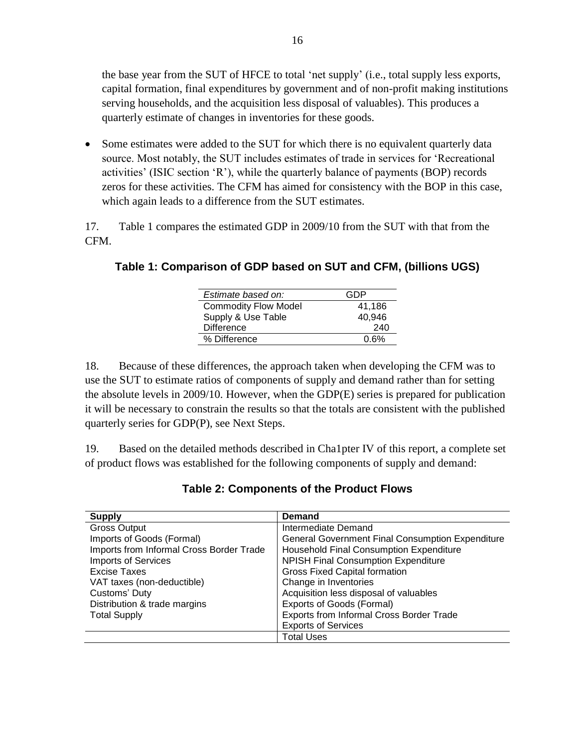the base year from the SUT of HFCE to total 'net supply' (i.e., total supply less exports, capital formation, final expenditures by government and of non-profit making institutions serving households, and the acquisition less disposal of valuables). This produces a quarterly estimate of changes in inventories for these goods.

- Some estimates were added to the SUT for which there is no equivalent quarterly data source. Most notably, the SUT includes estimates of trade in services for 'Recreational activities' (ISIC section 'R'), while the quarterly balance of payments (BOP) records zeros for these activities. The CFM has aimed for consistency with the BOP in this case, which again leads to a difference from the SUT estimates.

17. Table 1 compares the estimated GDP in 2009/10 from the SUT with that from the CFM.

**Table 1: Comparison of GDP based on SUT and CFM, (billions UGS)**

| *Estimate based on:* | GDP |
|---|---|
| Commodity Flow Model | 41,186 |
| Supply & Use Table | 40,946 |
| Difference | 240 |
| % Difference | 0.6% |

18. Because of these differences, the approach taken when developing the CFM was to use the SUT to estimate ratios of components of supply and demand rather than for setting the absolute levels in 2009/10. However, when the GDP(E) series is prepared for publication it will be necessary to constrain the results so that the totals are consistent with the published quarterly series for GDP(P), see Next Steps.

19. Based on the detailed methods described in Cha1pter IV of this report, a complete set of product flows was established for the following components of supply and demand:

**Table 2: Components of the Product Flows**

| Supply | Demand |
|---|---|
| Gross Output | Intermediate Demand |
| Imports of Goods (Formal) | General Government Final Consumption Expenditure |
| Imports from Informal Cross Border Trade | Household Final Consumption Expenditure |
| Imports of Services | NPISH Final Consumption Expenditure |
| Excise Taxes | Gross Fixed Capital formation |
| VAT taxes (non-deductible) | Change in Inventories |
| Customs' Duty | Acquisition less disposal of valuables |
| Distribution & trade margins | Exports of Goods (Formal) |
| Total Supply | Exports from Informal Cross Border Trade |
| | Exports of Services |
| | Total Uses |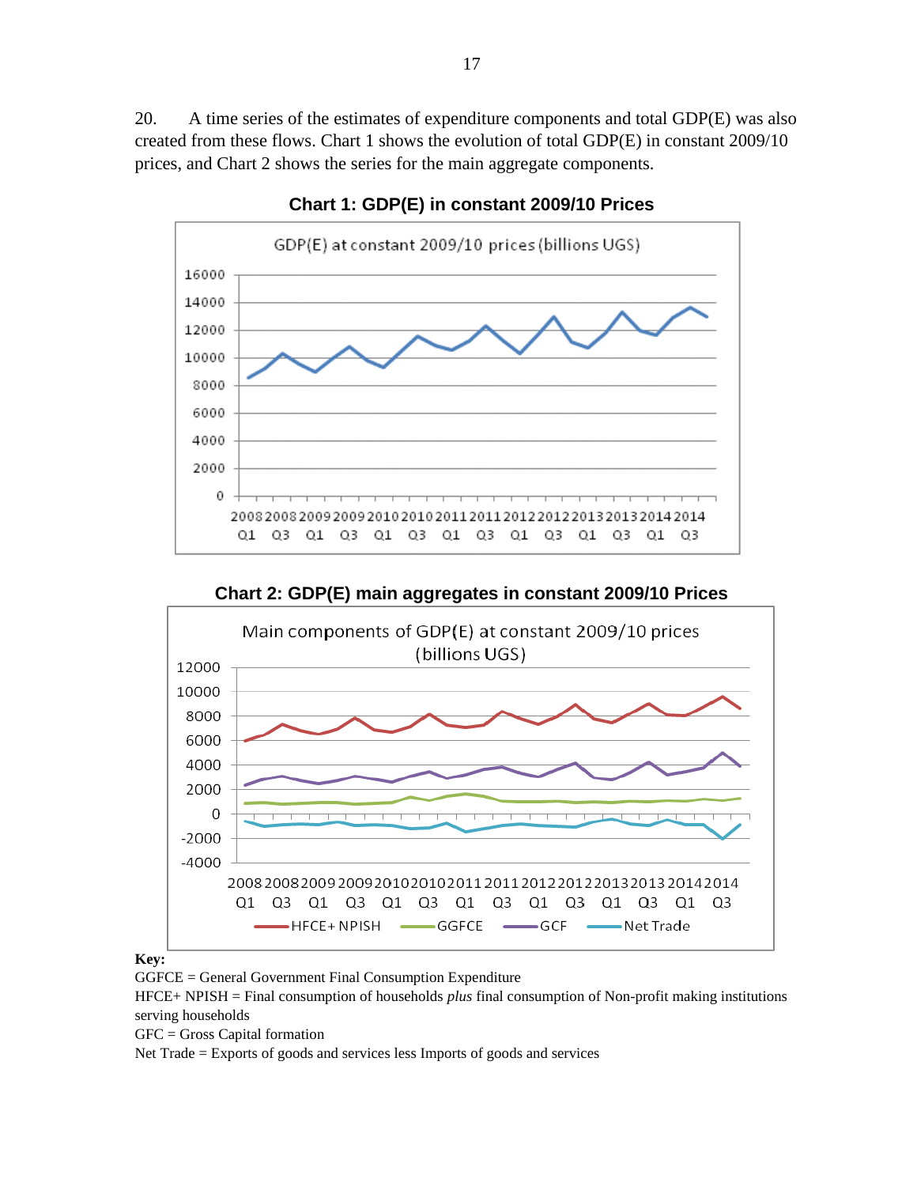20. A time series of the estimates of expenditure components and total GDP(E) was also created from these flows. Chart 1 shows the evolution of total GDP(E) in constant 2009/10 prices, and Chart 2 shows the series for the main aggregate components.

**Chart 1: GDP(E) in constant 2009/10 Prices**

**Chart 2: GDP(E) main aggregates in constant 2009/10 Prices**

**Key:**

GGFCE = General Government Final Consumption Expenditure

HFCE+ NPISH = Final consumption of households *plus* final consumption of Non-profit making institutions serving households

GFC = Gross Capital formation

Net Trade = Exports of goods and services less Imports of goods and services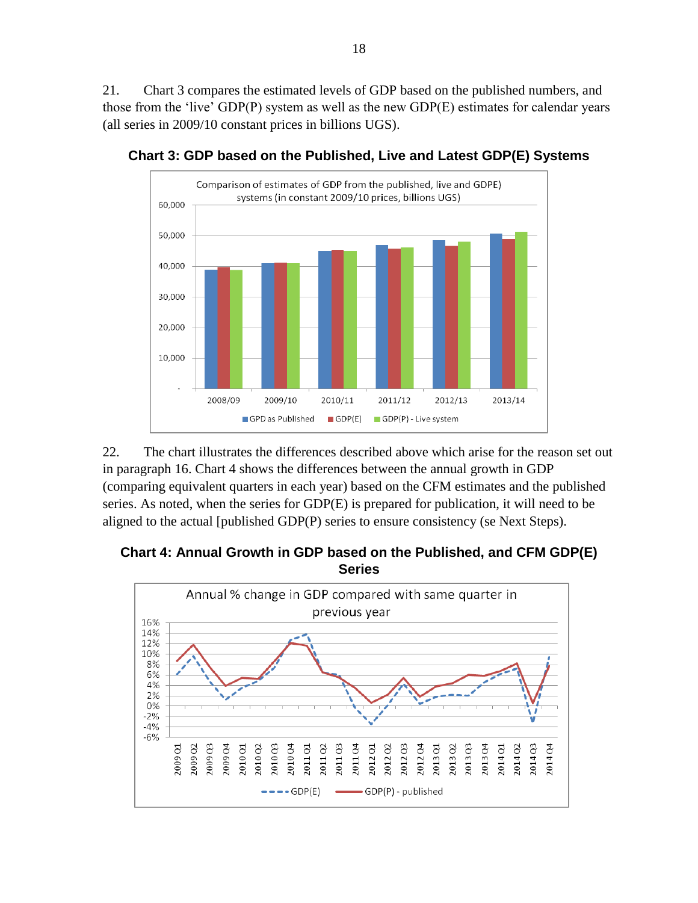21. Chart 3 compares the estimated levels of GDP based on the published numbers, and those from the 'live' GDP(P) system as well as the new GDP(E) estimates for calendar years (all series in 2009/10 constant prices in billions UGS).

**Chart 3: GDP based on the Published, Live and Latest GDP(E) Systems**

22. The chart illustrates the differences described above which arise for the reason set out in paragraph 16. Chart 4 shows the differences between the annual growth in GDP (comparing equivalent quarters in each year) based on the CFM estimates and the published series. As noted, when the series for GDP(E) is prepared for publication, it will need to be aligned to the actual [published GDP(P) series to ensure consistency (se Next Steps).

**Chart 4: Annual Growth in GDP based on the Published, and CFM GDP(E) Series**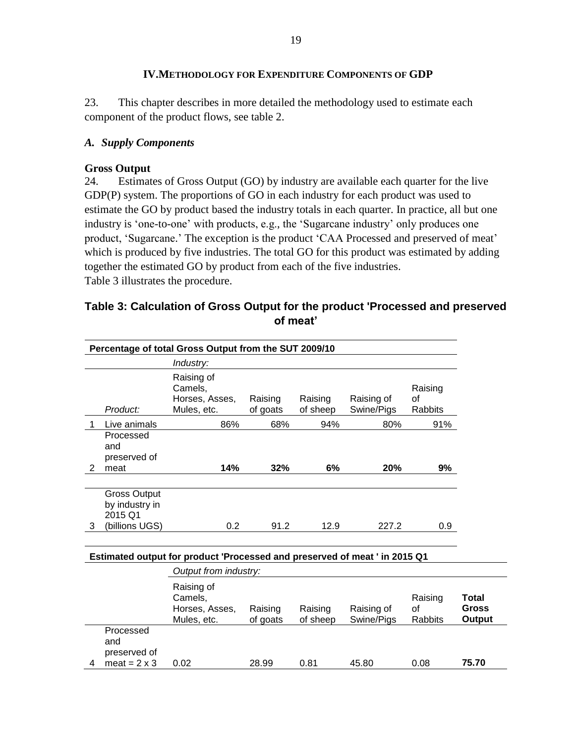## IV. Methodology for Expenditure Components of GDP

23. This chapter describes in more detailed the methodology used to estimate each component of the product flows, see table 2.

### *A. Supply Components*

**Gross Output**

24. Estimates of Gross Output (GO) by industry are available each quarter for the live GDP(P) system. The proportions of GO in each industry for each product was used to estimate the GO by product based the industry totals in each quarter. In practice, all but one industry is 'one-to-one' with products, e.g., the 'Sugarcane industry' only produces one product, 'Sugarcane.' The exception is the product 'CAA Processed and preserved of meat' which is produced by five industries. The total GO for this product was estimated by adding together the estimated GO by product from each of the five industries.
Table 3 illustrates the procedure.

**Table 3: Calculation of Gross Output for the product 'Processed and preserved of meat'**

| | Percentage of total Gross Output from the SUT 2009/10 | | | | | |
|---|---|---|---|---|---|---|
| | | *Industry:* | | | | |
| | *Product:* | Raising of Camels, Horses, Asses, Mules, etc. | Raising of goats | Raising of sheep | Raising of Swine/Pigs | Raising of Rabbits |
| 1 | Live animals | 86% | 68% | 94% | 80% | 91% |
| 2 | Processed and preserved of meat | **14%** | **32%** | **6%** | **20%** | **9%** |
| 3 | Gross Output by industry in 2015 Q1 (billions UGS) | 0.2 | 91.2 | 12.9 | 227.2 | 0.9 |

| | Estimated output for product 'Processed and preserved of meat ' in 2015 Q1 | | | | | | |
|---|---|---|---|---|---|---|---|
| | | *Output from industry:* | | | | | |
| | | Raising of Camels, Horses, Asses, Mules, etc. | Raising of goats | Raising of sheep | Raising of Swine/Pigs | Raising of Rabbits | **Total Gross Output** |
| 4 | Processed and preserved of meat = 2 x 3 | 0.02 | 28.99 | 0.81 | 45.80 | 0.08 | **75.70** |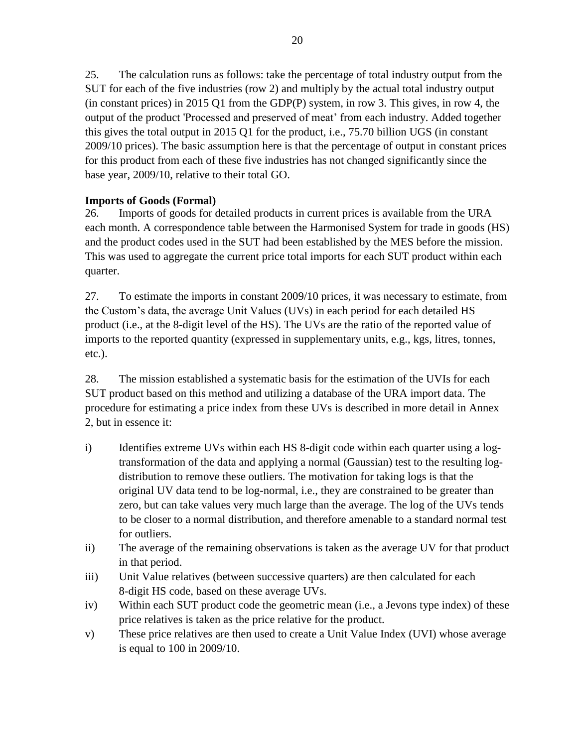25. The calculation runs as follows: take the percentage of total industry output from the SUT for each of the five industries (row 2) and multiply by the actual total industry output (in constant prices) in 2015 Q1 from the GDP(P) system, in row 3. This gives, in row 4, the output of the product 'Processed and preserved of meat' from each industry. Added together this gives the total output in 2015 Q1 for the product, i.e., 75.70 billion UGS (in constant 2009/10 prices). The basic assumption here is that the percentage of output in constant prices for this product from each of these five industries has not changed significantly since the base year, 2009/10, relative to their total GO.

**Imports of Goods (Formal)**

26. Imports of goods for detailed products in current prices is available from the URA each month. A correspondence table between the Harmonised System for trade in goods (HS) and the product codes used in the SUT had been established by the MES before the mission. This was used to aggregate the current price total imports for each SUT product within each quarter.

27. To estimate the imports in constant 2009/10 prices, it was necessary to estimate, from the Custom's data, the average Unit Values (UVs) in each period for each detailed HS product (i.e., at the 8-digit level of the HS). The UVs are the ratio of the reported value of imports to the reported quantity (expressed in supplementary units, e.g., kgs, litres, tonnes, etc.).

28. The mission established a systematic basis for the estimation of the UVIs for each SUT product based on this method and utilizing a database of the URA import data. The procedure for estimating a price index from these UVs is described in more detail in Annex 2, but in essence it:

i) Identifies extreme UVs within each HS 8-digit code within each quarter using a log-transformation of the data and applying a normal (Gaussian) test to the resulting log-distribution to remove these outliers. The motivation for taking logs is that the original UV data tend to be log-normal, i.e., they are constrained to be greater than zero, but can take values very much large than the average. The log of the UVs tends to be closer to a normal distribution, and therefore amenable to a standard normal test for outliers.
ii) The average of the remaining observations is taken as the average UV for that product in that period.
iii) Unit Value relatives (between successive quarters) are then calculated for each 8-digit HS code, based on these average UVs.
iv) Within each SUT product code the geometric mean (i.e., a Jevons type index) of these price relatives is taken as the price relative for the product.
v) These price relatives are then used to create a Unit Value Index (UVI) whose average is equal to 100 in 2009/10.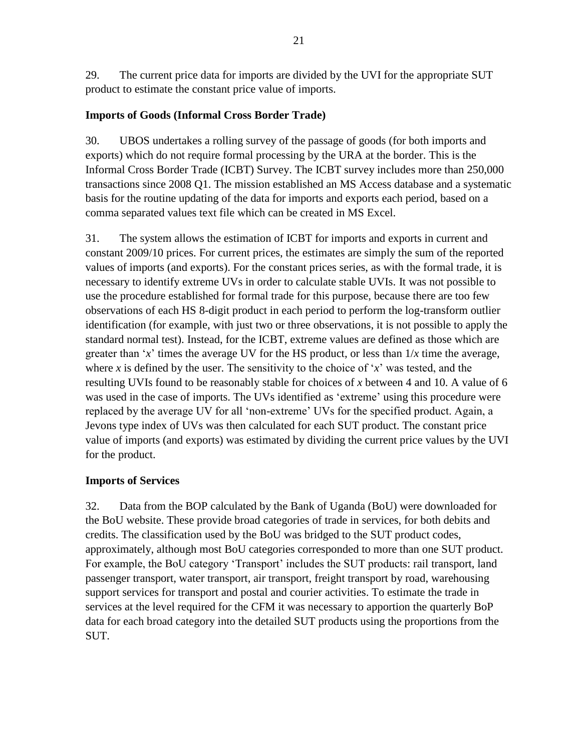29. The current price data for imports are divided by the UVI for the appropriate SUT product to estimate the constant price value of imports.

**Imports of Goods (Informal Cross Border Trade)**

30. UBOS undertakes a rolling survey of the passage of goods (for both imports and exports) which do not require formal processing by the URA at the border. This is the Informal Cross Border Trade (ICBT) Survey. The ICBT survey includes more than 250,000 transactions since 2008 Q1. The mission established an MS Access database and a systematic basis for the routine updating of the data for imports and exports each period, based on a comma separated values text file which can be created in MS Excel.

31. The system allows the estimation of ICBT for imports and exports in current and constant 2009/10 prices. For current prices, the estimates are simply the sum of the reported values of imports (and exports). For the constant prices series, as with the formal trade, it is necessary to identify extreme UVs in order to calculate stable UVIs. It was not possible to use the procedure established for formal trade for this purpose, because there are too few observations of each HS 8-digit product in each period to perform the log-transform outlier identification (for example, with just two or three observations, it is not possible to apply the standard normal test). Instead, for the ICBT, extreme values are defined as those which are greater than '$x$' times the average UV for the HS product, or less than $1/x$ time the average, where $x$ is defined by the user. The sensitivity to the choice of '$x$' was tested, and the resulting UVIs found to be reasonably stable for choices of $x$ between 4 and 10. A value of 6 was used in the case of imports. The UVs identified as 'extreme' using this procedure were replaced by the average UV for all 'non-extreme' UVs for the specified product. Again, a Jevons type index of UVs was then calculated for each SUT product. The constant price value of imports (and exports) was estimated by dividing the current price values by the UVI for the product.

**Imports of Services**

32. Data from the BOP calculated by the Bank of Uganda (BoU) were downloaded for the BoU website. These provide broad categories of trade in services, for both debits and credits. The classification used by the BoU was bridged to the SUT product codes, approximately, although most BoU categories corresponded to more than one SUT product. For example, the BoU category 'Transport' includes the SUT products: rail transport, land passenger transport, water transport, air transport, freight transport by road, warehousing support services for transport and postal and courier activities. To estimate the trade in services at the level required for the CFM it was necessary to apportion the quarterly BoP data for each broad category into the detailed SUT products using the proportions from the SUT.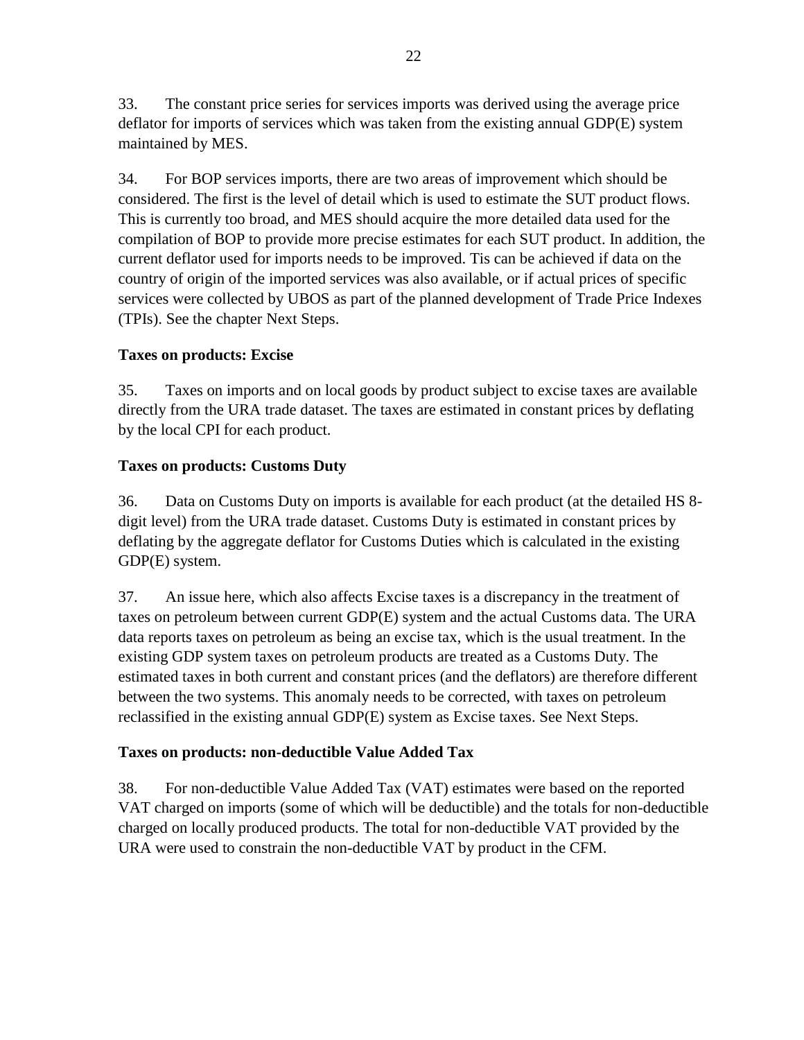33. The constant price series for services imports was derived using the average price deflator for imports of services which was taken from the existing annual GDP(E) system maintained by MES.

34. For BOP services imports, there are two areas of improvement which should be considered. The first is the level of detail which is used to estimate the SUT product flows. This is currently too broad, and MES should acquire the more detailed data used for the compilation of BOP to provide more precise estimates for each SUT product. In addition, the current deflator used for imports needs to be improved. Tis can be achieved if data on the country of origin of the imported services was also available, or if actual prices of specific services were collected by UBOS as part of the planned development of Trade Price Indexes (TPIs). See the chapter Next Steps.

**Taxes on products: Excise**

35. Taxes on imports and on local goods by product subject to excise taxes are available directly from the URA trade dataset. The taxes are estimated in constant prices by deflating by the local CPI for each product.

**Taxes on products: Customs Duty**

36. Data on Customs Duty on imports is available for each product (at the detailed HS 8-digit level) from the URA trade dataset. Customs Duty is estimated in constant prices by deflating by the aggregate deflator for Customs Duties which is calculated in the existing GDP(E) system.

37. An issue here, which also affects Excise taxes is a discrepancy in the treatment of taxes on petroleum between current GDP(E) system and the actual Customs data. The URA data reports taxes on petroleum as being an excise tax, which is the usual treatment. In the existing GDP system taxes on petroleum products are treated as a Customs Duty. The estimated taxes in both current and constant prices (and the deflators) are therefore different between the two systems. This anomaly needs to be corrected, with taxes on petroleum reclassified in the existing annual GDP(E) system as Excise taxes. See Next Steps.

**Taxes on products: non-deductible Value Added Tax**

38. For non-deductible Value Added Tax (VAT) estimates were based on the reported VAT charged on imports (some of which will be deductible) and the totals for non-deductible charged on locally produced products. The total for non-deductible VAT provided by the URA were used to constrain the non-deductible VAT by product in the CFM.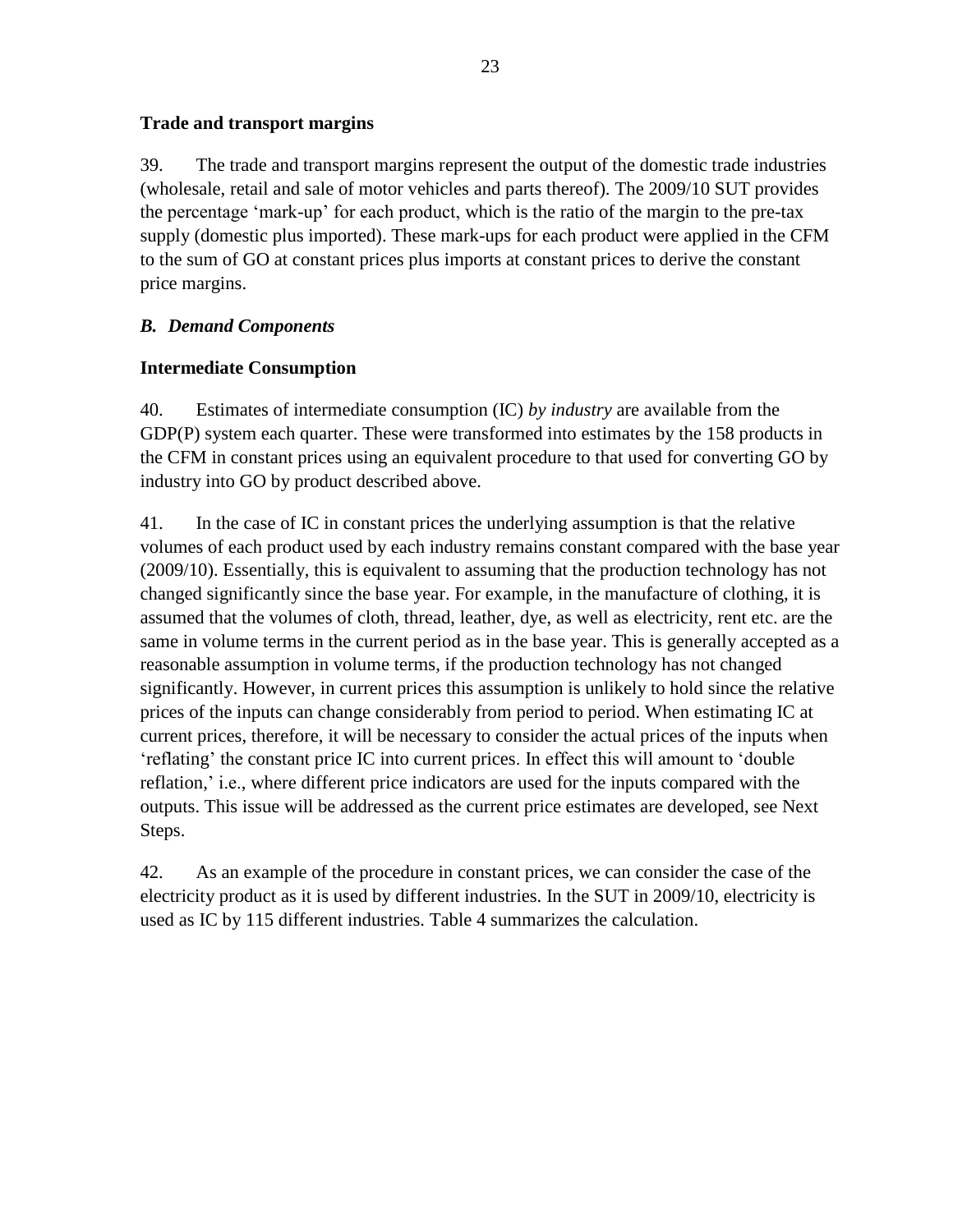### Trade and transport margins

39. The trade and transport margins represent the output of the domestic trade industries (wholesale, retail and sale of motor vehicles and parts thereof). The 2009/10 SUT provides the percentage 'mark-up' for each product, which is the ratio of the margin to the pre-tax supply (domestic plus imported). These mark-ups for each product were applied in the CFM to the sum of GO at constant prices plus imports at constant prices to derive the constant price margins.

## *B. Demand Components*

### Intermediate Consumption

40. Estimates of intermediate consumption (IC) *by industry* are available from the GDP(P) system each quarter. These were transformed into estimates by the 158 products in the CFM in constant prices using an equivalent procedure to that used for converting GO by industry into GO by product described above.

41. In the case of IC in constant prices the underlying assumption is that the relative volumes of each product used by each industry remains constant compared with the base year (2009/10). Essentially, this is equivalent to assuming that the production technology has not changed significantly since the base year. For example, in the manufacture of clothing, it is assumed that the volumes of cloth, thread, leather, dye, as well as electricity, rent etc. are the same in volume terms in the current period as in the base year. This is generally accepted as a reasonable assumption in volume terms, if the production technology has not changed significantly. However, in current prices this assumption is unlikely to hold since the relative prices of the inputs can change considerably from period to period. When estimating IC at current prices, therefore, it will be necessary to consider the actual prices of the inputs when 'reflating' the constant price IC into current prices. In effect this will amount to 'double reflation,' i.e., where different price indicators are used for the inputs compared with the outputs. This issue will be addressed as the current price estimates are developed, see Next Steps.

42. As an example of the procedure in constant prices, we can consider the case of the electricity product as it is used by different industries. In the SUT in 2009/10, electricity is used as IC by 115 different industries. Table 4 summarizes the calculation.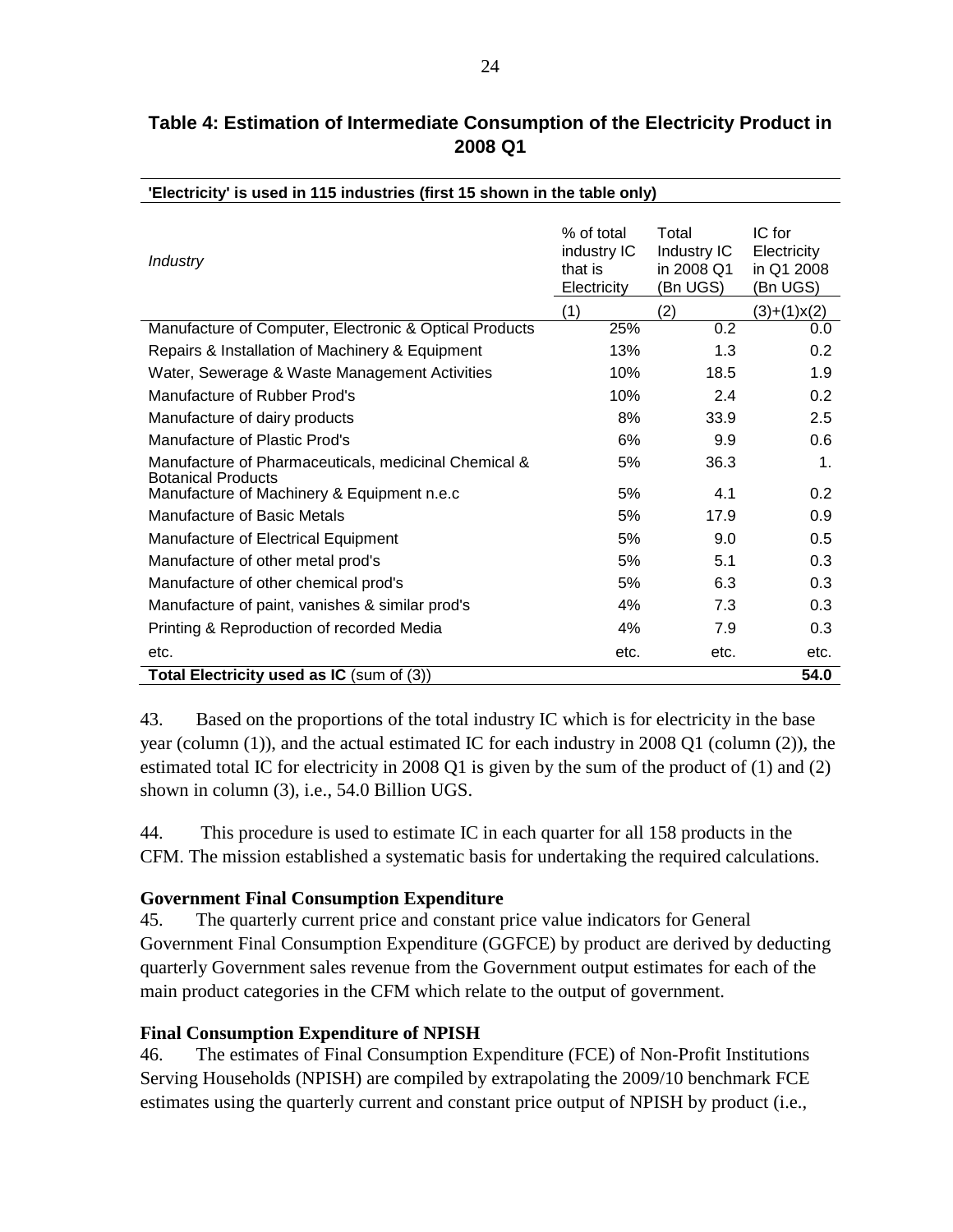## Table 4: Estimation of Intermediate Consumption of the Electricity Product in 2008 Q1

**'Electricity' is used in 115 industries (first 15 shown in the table only)**

| *Industry* | % of total industry IC that is Electricity | Total Industry IC in 2008 Q1 (Bn UGS) | IC for Electricity in Q1 2008 (Bn UGS) |
|---|---|---|---|
| | (1) | (2) | (3)+(1)x(2) |
| Manufacture of Computer, Electronic & Optical Products | 25% | 0.2 | 0.0 |
| Repairs & Installation of Machinery & Equipment | 13% | 1.3 | 0.2 |
| Water, Sewerage & Waste Management Activities | 10% | 18.5 | 1.9 |
| Manufacture of Rubber Prod's | 10% | 2.4 | 0.2 |
| Manufacture of dairy products | 8% | 33.9 | 2.5 |
| Manufacture of Plastic Prod's | 6% | 9.9 | 0.6 |
| Manufacture of Pharmaceuticals, medicinal Chemical & Botanical Products | 5% | 36.3 | 1. |
| Manufacture of Machinery & Equipment n.e.c | 5% | 4.1 | 0.2 |
| Manufacture of Basic Metals | 5% | 17.9 | 0.9 |
| Manufacture of Electrical Equipment | 5% | 9.0 | 0.5 |
| Manufacture of other metal prod's | 5% | 5.1 | 0.3 |
| Manufacture of other chemical prod's | 5% | 6.3 | 0.3 |
| Manufacture of paint, vanishes & similar prod's | 4% | 7.3 | 0.3 |
| Printing & Reproduction of recorded Media | 4% | 7.9 | 0.3 |
| etc. | etc. | etc. | etc. |
| **Total Electricity used as IC** (sum of (3)) | | | **54.0** |

43. Based on the proportions of the total industry IC which is for electricity in the base year (column (1)), and the actual estimated IC for each industry in 2008 Q1 (column (2)), the estimated total IC for electricity in 2008 Q1 is given by the sum of the product of (1) and (2) shown in column (3), i.e., 54.0 Billion UGS.

44. This procedure is used to estimate IC in each quarter for all 158 products in the CFM. The mission established a systematic basis for undertaking the required calculations.

### Government Final Consumption Expenditure

45. The quarterly current price and constant price value indicators for General Government Final Consumption Expenditure (GGFCE) by product are derived by deducting quarterly Government sales revenue from the Government output estimates for each of the main product categories in the CFM which relate to the output of government.

### Final Consumption Expenditure of NPISH

46. The estimates of Final Consumption Expenditure (FCE) of Non-Profit Institutions Serving Households (NPISH) are compiled by extrapolating the 2009/10 benchmark FCE estimates using the quarterly current and constant price output of NPISH by product (i.e.,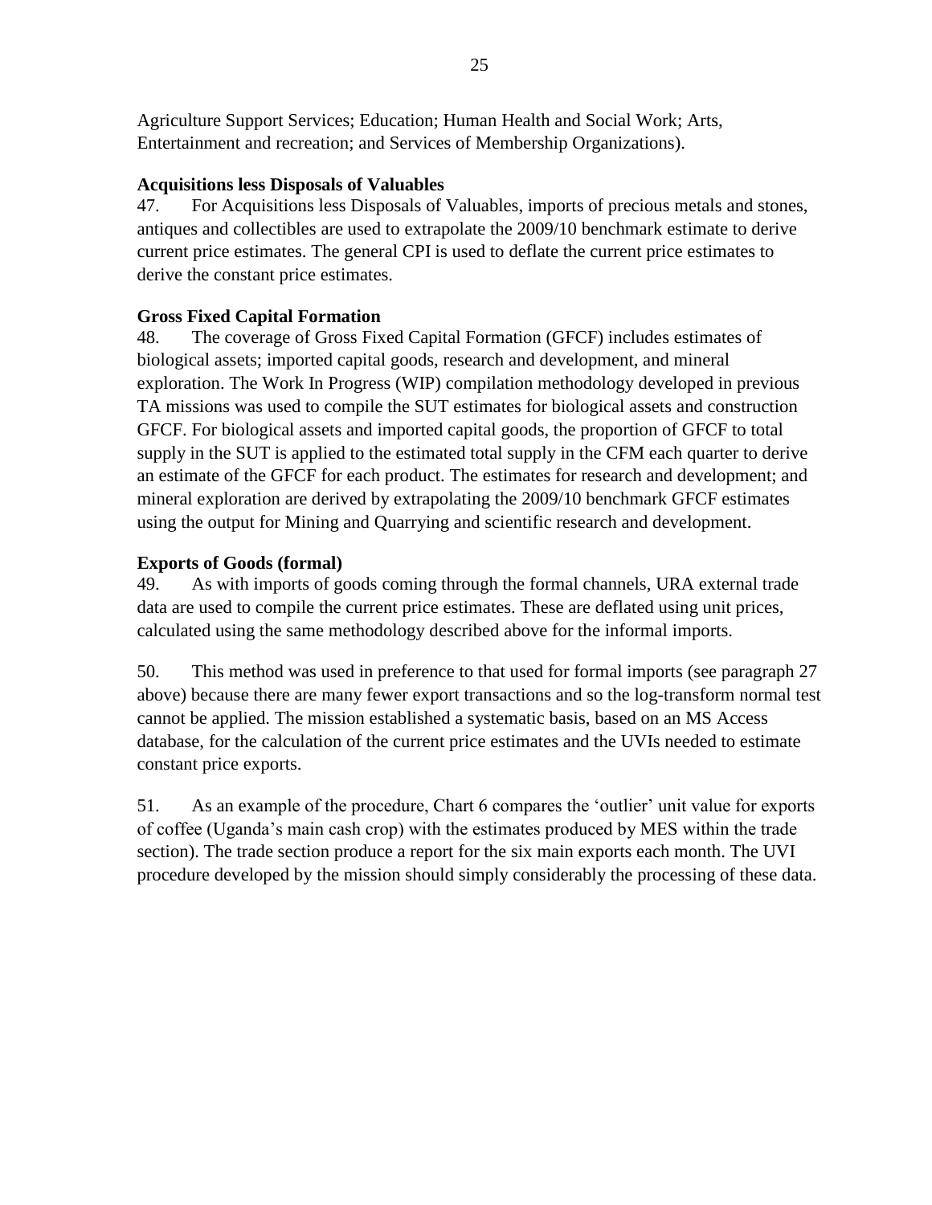Agriculture Support Services; Education; Human Health and Social Work; Arts, Entertainment and recreation; and Services of Membership Organizations).

**Acquisitions less Disposals of Valuables**

47. For Acquisitions less Disposals of Valuables, imports of precious metals and stones, antiques and collectibles are used to extrapolate the 2009/10 benchmark estimate to derive current price estimates. The general CPI is used to deflate the current price estimates to derive the constant price estimates.

**Gross Fixed Capital Formation**

48. The coverage of Gross Fixed Capital Formation (GFCF) includes estimates of biological assets; imported capital goods, research and development, and mineral exploration. The Work In Progress (WIP) compilation methodology developed in previous TA missions was used to compile the SUT estimates for biological assets and construction GFCF. For biological assets and imported capital goods, the proportion of GFCF to total supply in the SUT is applied to the estimated total supply in the CFM each quarter to derive an estimate of the GFCF for each product. The estimates for research and development; and mineral exploration are derived by extrapolating the 2009/10 benchmark GFCF estimates using the output for Mining and Quarrying and scientific research and development.

**Exports of Goods (formal)**

49. As with imports of goods coming through the formal channels, URA external trade data are used to compile the current price estimates. These are deflated using unit prices, calculated using the same methodology described above for the informal imports.

50. This method was used in preference to that used for formal imports (see paragraph 27 above) because there are many fewer export transactions and so the log-transform normal test cannot be applied. The mission established a systematic basis, based on an MS Access database, for the calculation of the current price estimates and the UVIs needed to estimate constant price exports.

51. As an example of the procedure, Chart 6 compares the 'outlier' unit value for exports of coffee (Uganda's main cash crop) with the estimates produced by MES within the trade section). The trade section produce a report for the six main exports each month. The UVI procedure developed by the mission should simply considerably the processing of these data.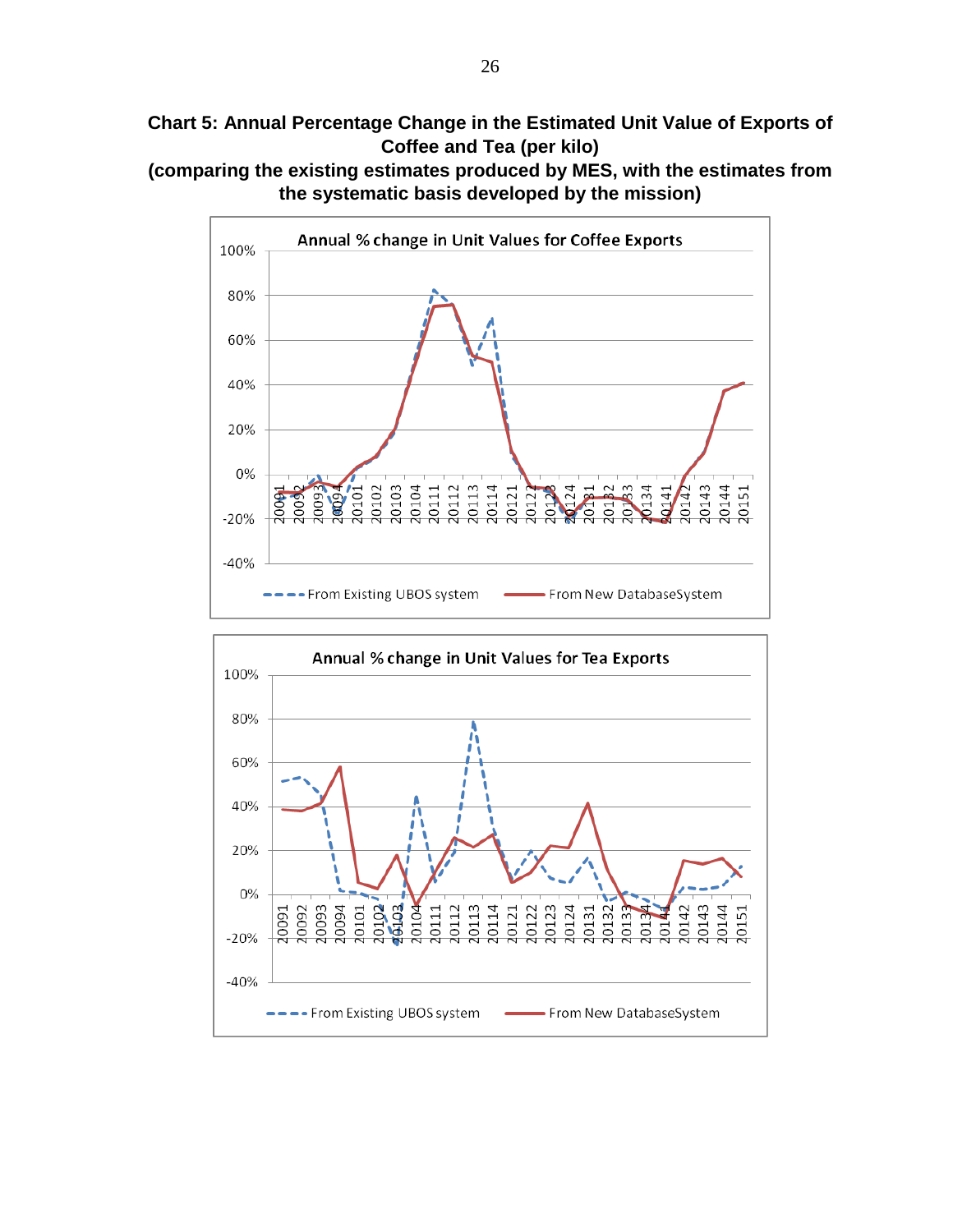**Chart 5: Annual Percentage Change in the Estimated Unit Value of Exports of Coffee and Tea (per kilo)**

**(comparing the existing estimates produced by MES, with the estimates from the systematic basis developed by the mission)**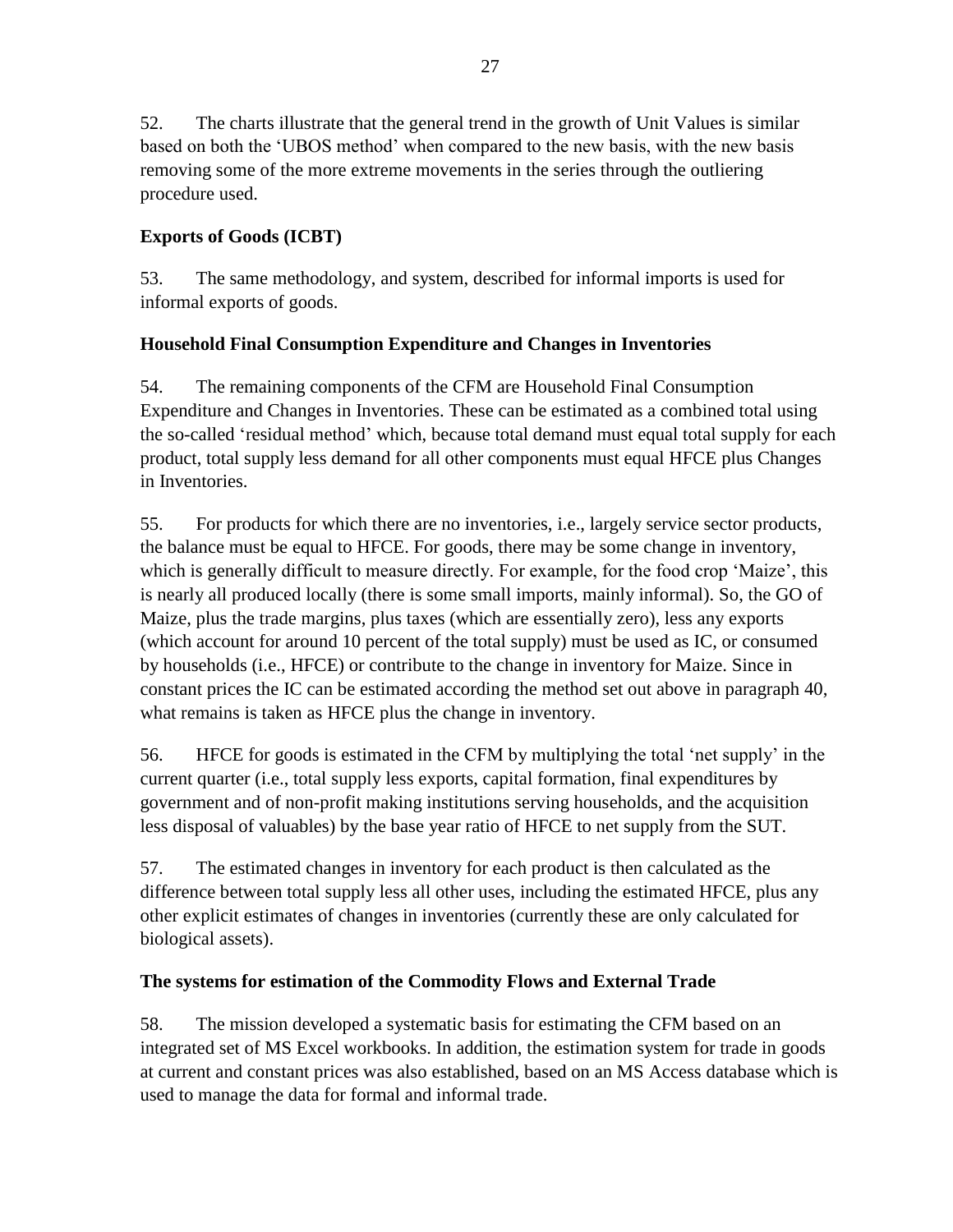52. The charts illustrate that the general trend in the growth of Unit Values is similar based on both the 'UBOS method' when compared to the new basis, with the new basis removing some of the more extreme movements in the series through the outliering procedure used.

### Exports of Goods (ICBT)

53. The same methodology, and system, described for informal imports is used for informal exports of goods.

### Household Final Consumption Expenditure and Changes in Inventories

54. The remaining components of the CFM are Household Final Consumption Expenditure and Changes in Inventories. These can be estimated as a combined total using the so-called 'residual method' which, because total demand must equal total supply for each product, total supply less demand for all other components must equal HFCE plus Changes in Inventories.

55. For products for which there are no inventories, i.e., largely service sector products, the balance must be equal to HFCE. For goods, there may be some change in inventory, which is generally difficult to measure directly. For example, for the food crop 'Maize', this is nearly all produced locally (there is some small imports, mainly informal). So, the GO of Maize, plus the trade margins, plus taxes (which are essentially zero), less any exports (which account for around 10 percent of the total supply) must be used as IC, or consumed by households (i.e., HFCE) or contribute to the change in inventory for Maize. Since in constant prices the IC can be estimated according the method set out above in paragraph 40, what remains is taken as HFCE plus the change in inventory.

56. HFCE for goods is estimated in the CFM by multiplying the total 'net supply' in the current quarter (i.e., total supply less exports, capital formation, final expenditures by government and of non-profit making institutions serving households, and the acquisition less disposal of valuables) by the base year ratio of HFCE to net supply from the SUT.

57. The estimated changes in inventory for each product is then calculated as the difference between total supply less all other uses, including the estimated HFCE, plus any other explicit estimates of changes in inventories (currently these are only calculated for biological assets).

### The systems for estimation of the Commodity Flows and External Trade

58. The mission developed a systematic basis for estimating the CFM based on an integrated set of MS Excel workbooks. In addition, the estimation system for trade in goods at current and constant prices was also established, based on an MS Access database which is used to manage the data for formal and informal trade.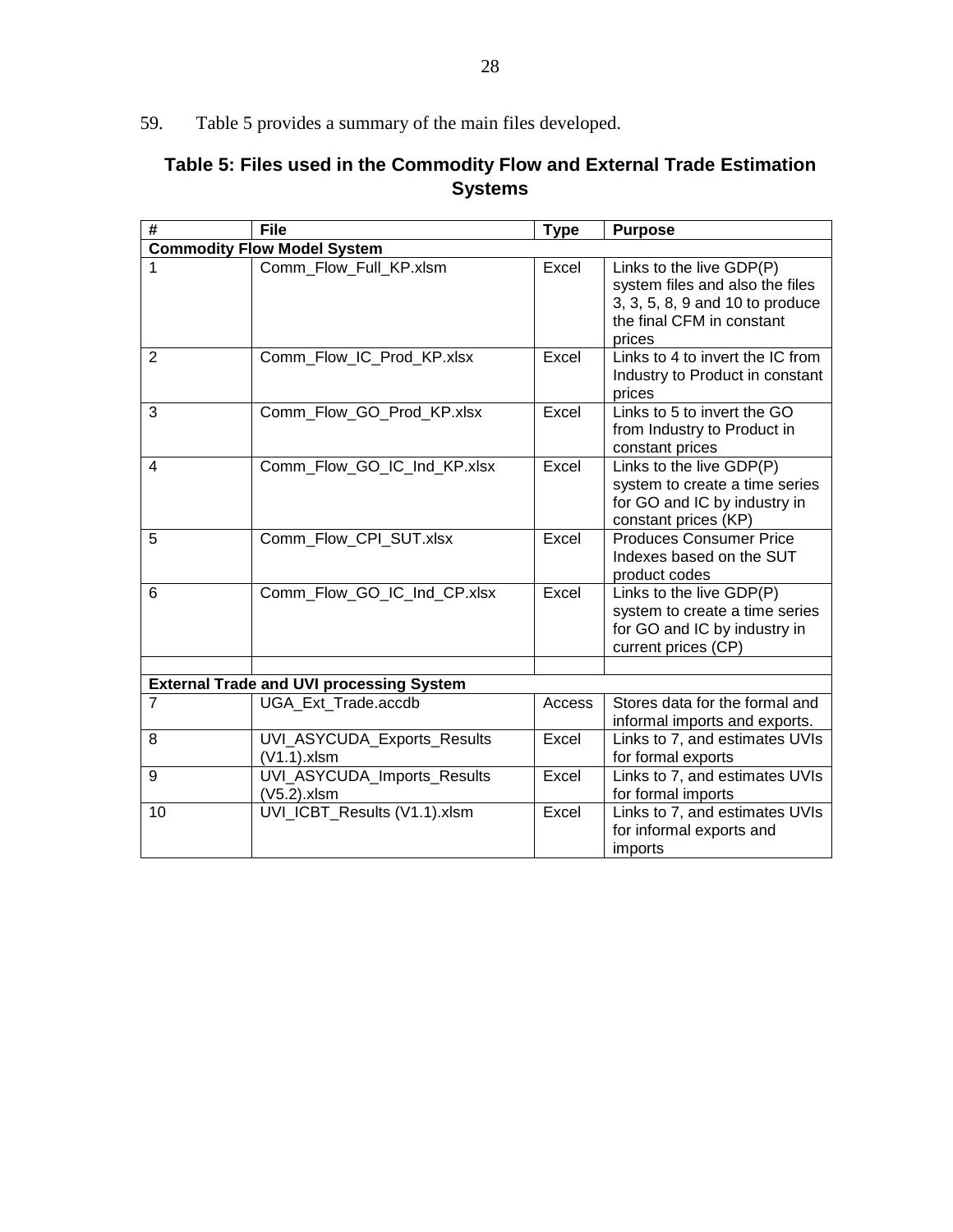59. Table 5 provides a summary of the main files developed.

**Table 5: Files used in the Commodity Flow and External Trade Estimation Systems**

| # | File | Type | Purpose |
|---|---|---|---|
| **Commodity Flow Model System** | | | |
| 1 | Comm_Flow_Full_KP.xlsm | Excel | Links to the live GDP(P) system files and also the files 3, 3, 5, 8, 9 and 10 to produce the final CFM in constant prices |
| 2 | Comm_Flow_IC_Prod_KP.xlsx | Excel | Links to 4 to invert the IC from Industry to Product in constant prices |
| 3 | Comm_Flow_GO_Prod_KP.xlsx | Excel | Links to 5 to invert the GO from Industry to Product in constant prices |
| 4 | Comm_Flow_GO_IC_Ind_KP.xlsx | Excel | Links to the live GDP(P) system to create a time series for GO and IC by industry in constant prices (KP) |
| 5 | Comm_Flow_CPI_SUT.xlsx | Excel | Produces Consumer Price Indexes based on the SUT product codes |
| 6 | Comm_Flow_GO_IC_Ind_CP.xlsx | Excel | Links to the live GDP(P) system to create a time series for GO and IC by industry in current prices (CP) |
| | | | |
| **External Trade and UVI processing System** | | | |
| 7 | UGA_Ext_Trade.accdb | Access | Stores data for the formal and informal imports and exports. |
| 8 | UVI_ASYCUDA_Exports_Results (V1.1).xlsm | Excel | Links to 7, and estimates UVIs for formal exports |
| 9 | UVI_ASYCUDA_Imports_Results (V5.2).xlsm | Excel | Links to 7, and estimates UVIs for formal imports |
| 10 | UVI_ICBT_Results (V1.1).xlsm | Excel | Links to 7, and estimates UVIs for informal exports and imports |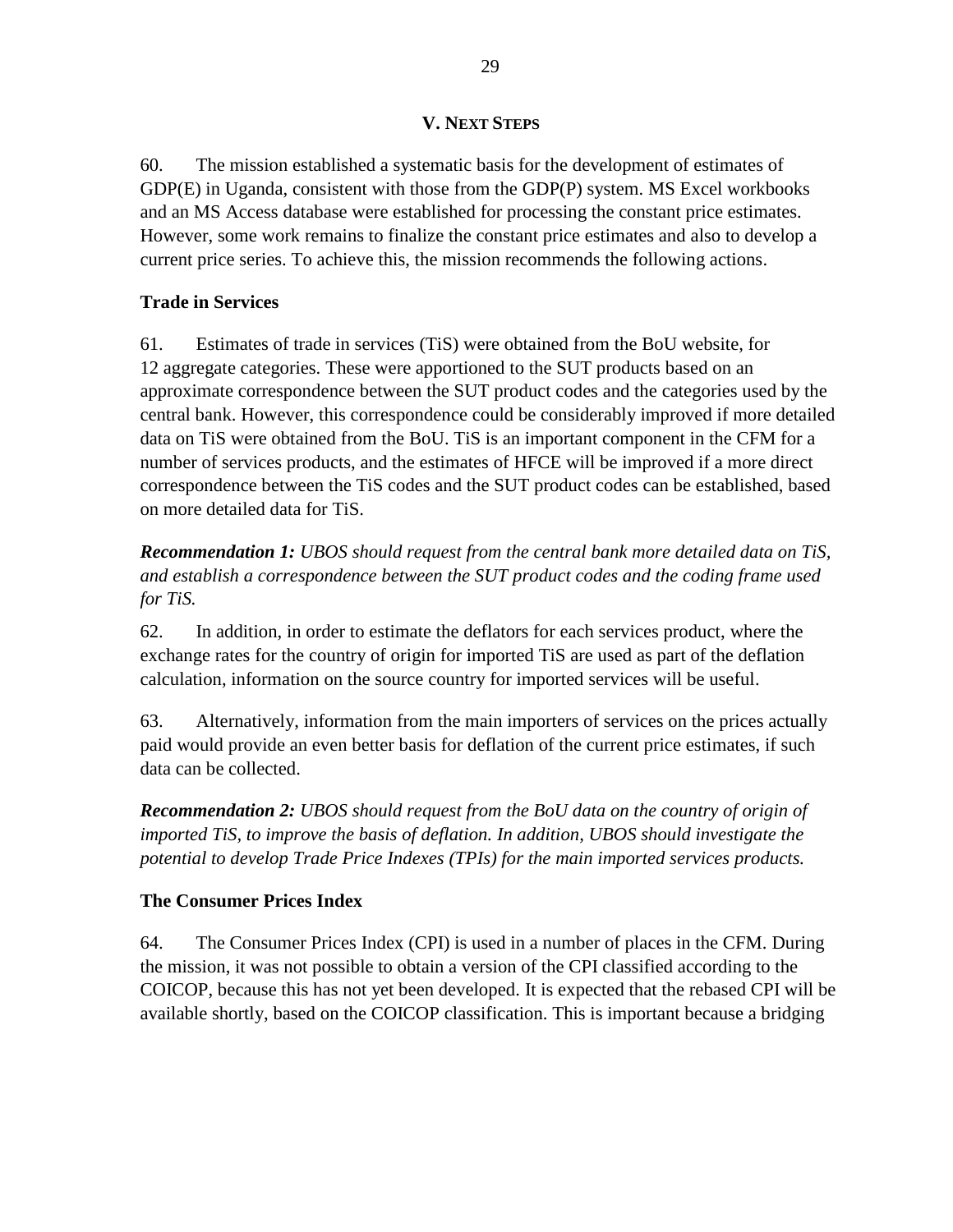## V. Next Steps

60. The mission established a systematic basis for the development of estimates of GDP(E) in Uganda, consistent with those from the GDP(P) system. MS Excel workbooks and an MS Access database were established for processing the constant price estimates. However, some work remains to finalize the constant price estimates and also to develop a current price series. To achieve this, the mission recommends the following actions.

### Trade in Services

61. Estimates of trade in services (TiS) were obtained from the BoU website, for 12 aggregate categories. These were apportioned to the SUT products based on an approximate correspondence between the SUT product codes and the categories used by the central bank. However, this correspondence could be considerably improved if more detailed data on TiS were obtained from the BoU. TiS is an important component in the CFM for a number of services products, and the estimates of HFCE will be improved if a more direct correspondence between the TiS codes and the SUT product codes can be established, based on more detailed data for TiS.

***Recommendation 1:*** *UBOS should request from the central bank more detailed data on TiS, and establish a correspondence between the SUT product codes and the coding frame used for TiS.*

62. In addition, in order to estimate the deflators for each services product, where the exchange rates for the country of origin for imported TiS are used as part of the deflation calculation, information on the source country for imported services will be useful.

63. Alternatively, information from the main importers of services on the prices actually paid would provide an even better basis for deflation of the current price estimates, if such data can be collected.

***Recommendation 2:*** *UBOS should request from the BoU data on the country of origin of imported TiS, to improve the basis of deflation. In addition, UBOS should investigate the potential to develop Trade Price Indexes (TPIs) for the main imported services products.*

### The Consumer Prices Index

64. The Consumer Prices Index (CPI) is used in a number of places in the CFM. During the mission, it was not possible to obtain a version of the CPI classified according to the COICOP, because this has not yet been developed. It is expected that the rebased CPI will be available shortly, based on the COICOP classification. This is important because a bridging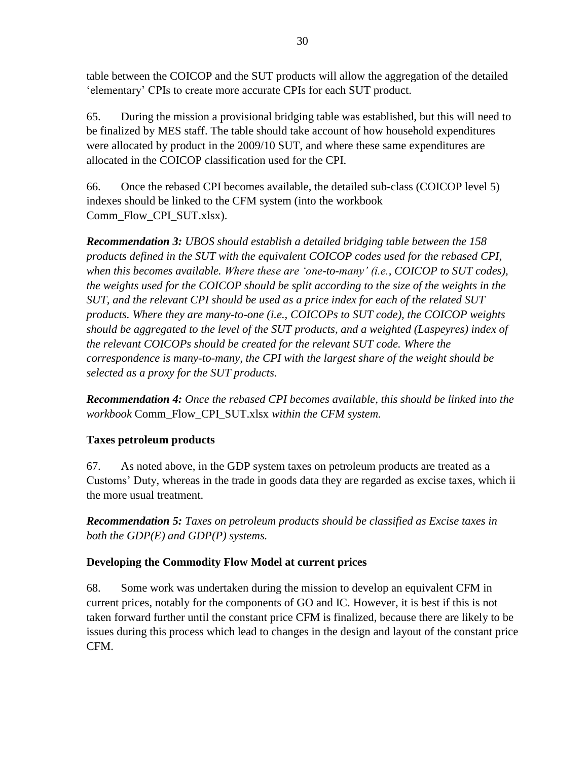table between the COICOP and the SUT products will allow the aggregation of the detailed 'elementary' CPIs to create more accurate CPIs for each SUT product.

65. During the mission a provisional bridging table was established, but this will need to be finalized by MES staff. The table should take account of how household expenditures were allocated by product in the 2009/10 SUT, and where these same expenditures are allocated in the COICOP classification used for the CPI.

66. Once the rebased CPI becomes available, the detailed sub-class (COICOP level 5) indexes should be linked to the CFM system (into the workbook Comm_Flow_CPI_SUT.xlsx).

***Recommendation 3:*** *UBOS should establish a detailed bridging table between the 158 products defined in the SUT with the equivalent COICOP codes used for the rebased CPI, when this becomes available. Where these are 'one-to-many' (i.e., COICOP to SUT codes), the weights used for the COICOP should be split according to the size of the weights in the SUT, and the relevant CPI should be used as a price index for each of the related SUT products. Where they are many-to-one (i.e., COICOPs to SUT code), the COICOP weights should be aggregated to the level of the SUT products, and a weighted (Laspeyres) index of the relevant COICOPs should be created for the relevant SUT code. Where the correspondence is many-to-many, the CPI with the largest share of the weight should be selected as a proxy for the SUT products.*

***Recommendation 4:*** *Once the rebased CPI becomes available, this should be linked into the workbook* Comm_Flow_CPI_SUT.xlsx *within the CFM system.*

**Taxes petroleum products**

67. As noted above, in the GDP system taxes on petroleum products are treated as a Customs' Duty, whereas in the trade in goods data they are regarded as excise taxes, which ii the more usual treatment.

***Recommendation 5:*** *Taxes on petroleum products should be classified as Excise taxes in both the GDP(E) and GDP(P) systems.*

**Developing the Commodity Flow Model at current prices**

68. Some work was undertaken during the mission to develop an equivalent CFM in current prices, notably for the components of GO and IC. However, it is best if this is not taken forward further until the constant price CFM is finalized, because there are likely to be issues during this process which lead to changes in the design and layout of the constant price CFM.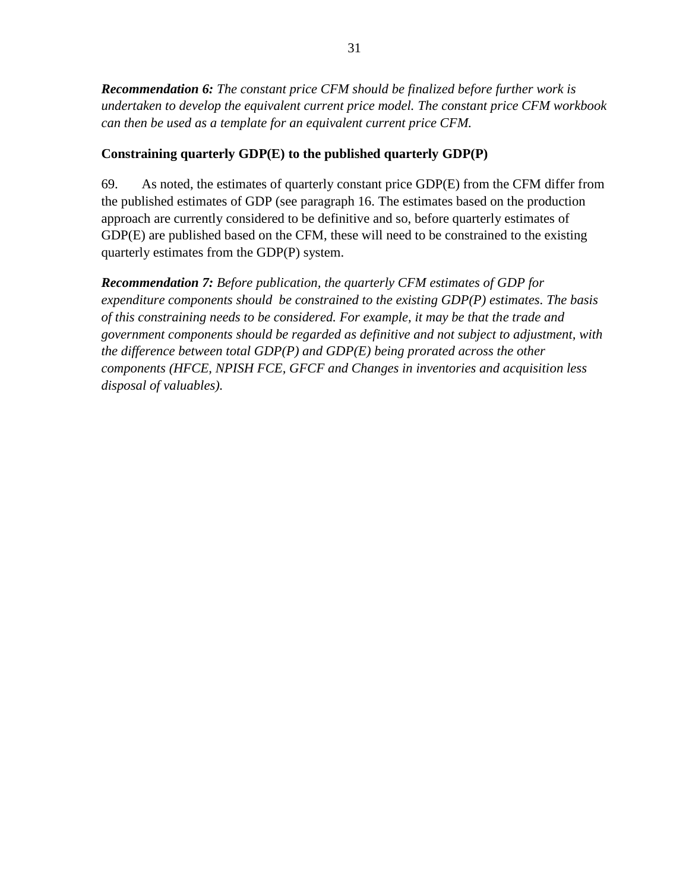***Recommendation 6:*** *The constant price CFM should be finalized before further work is undertaken to develop the equivalent current price model. The constant price CFM workbook can then be used as a template for an equivalent current price CFM.*

**Constraining quarterly GDP(E) to the published quarterly GDP(P)**

69. As noted, the estimates of quarterly constant price GDP(E) from the CFM differ from the published estimates of GDP (see paragraph 16. The estimates based on the production approach are currently considered to be definitive and so, before quarterly estimates of GDP(E) are published based on the CFM, these will need to be constrained to the existing quarterly estimates from the GDP(P) system.

***Recommendation 7:*** *Before publication, the quarterly CFM estimates of GDP for expenditure components should be constrained to the existing GDP(P) estimates. The basis of this constraining needs to be considered. For example, it may be that the trade and government components should be regarded as definitive and not subject to adjustment, with the difference between total GDP(P) and GDP(E) being prorated across the other components (HFCE, NPISH FCE, GFCF and Changes in inventories and acquisition less disposal of valuables).*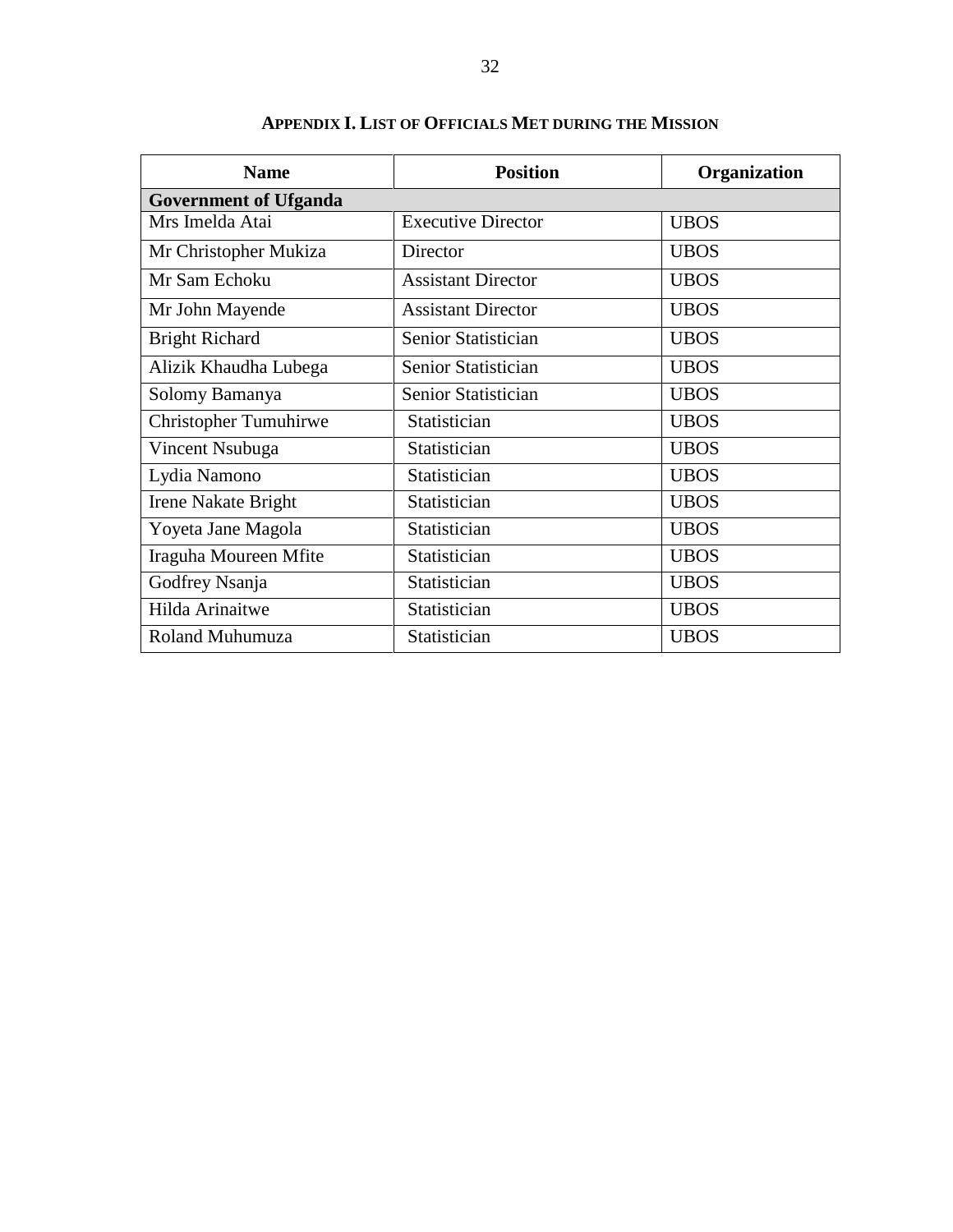## APPENDIX I. LIST OF OFFICIALS MET DURING THE MISSION

| Name | Position | Organization |
|---|---|---|
| **Government of Ufganda** | | |
| Mrs Imelda Atai | Executive Director | UBOS |
| Mr Christopher Mukiza | Director | UBOS |
| Mr Sam Echoku | Assistant Director | UBOS |
| Mr John Mayende | Assistant Director | UBOS |
| Bright Richard | Senior Statistician | UBOS |
| Alizik Khaudha Lubega | Senior Statistician | UBOS |
| Solomy Bamanya | Senior Statistician | UBOS |
| Christopher Tumuhirwe | Statistician | UBOS |
| Vincent Nsubuga | Statistician | UBOS |
| Lydia Namono | Statistician | UBOS |
| Irene Nakate Bright | Statistician | UBOS |
| Yoyeta Jane Magola | Statistician | UBOS |
| Iraguha Moureen Mfite | Statistician | UBOS |
| Godfrey Nsanja | Statistician | UBOS |
| Hilda Arinaitwe | Statistician | UBOS |
| Roland Muhumuza | Statistician | UBOS |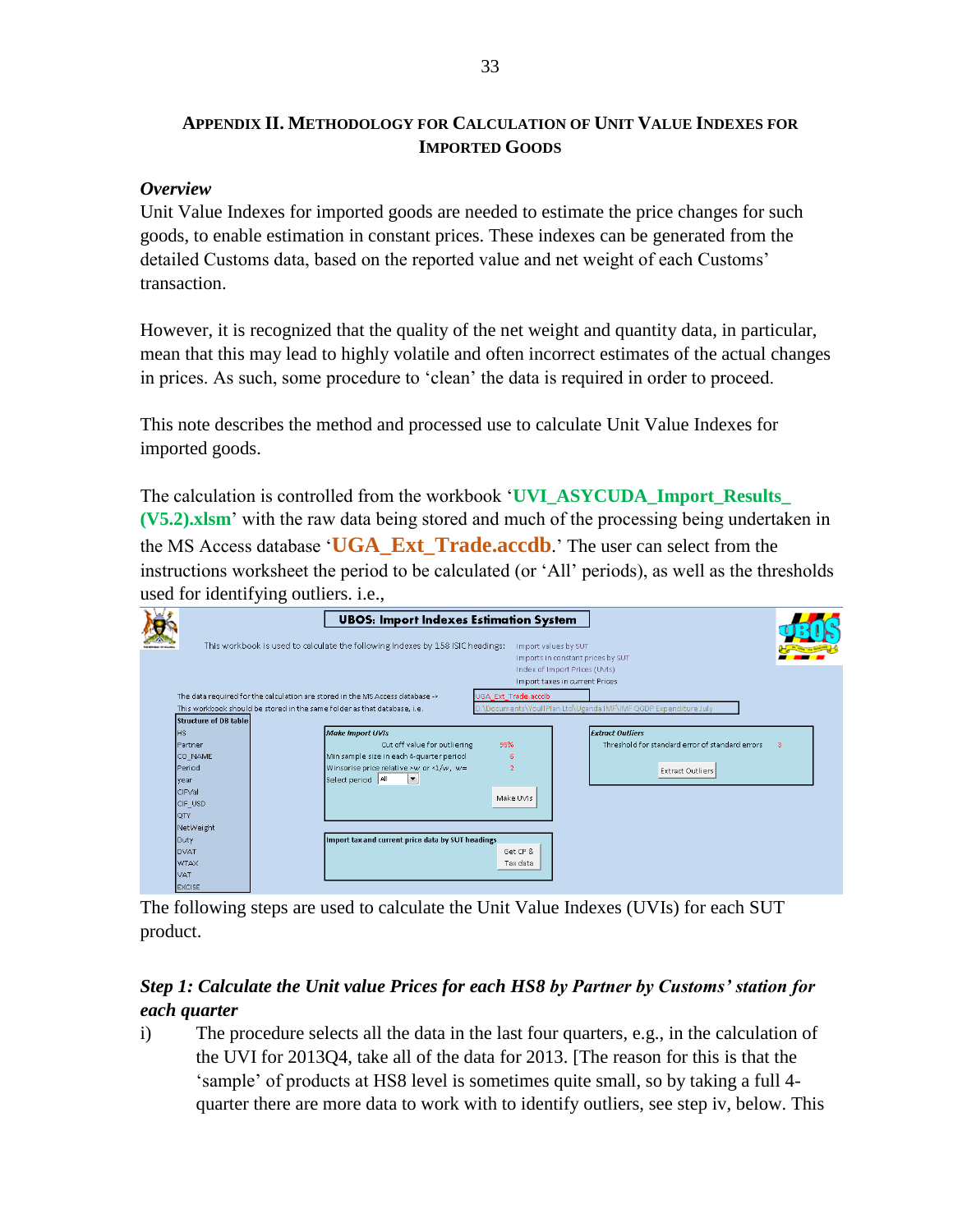## APPENDIX II. METHODOLOGY FOR CALCULATION OF UNIT VALUE INDEXES FOR IMPORTED GOODS

### *Overview*

Unit Value Indexes for imported goods are needed to estimate the price changes for such goods, to enable estimation in constant prices. These indexes can be generated from the detailed Customs data, based on the reported value and net weight of each Customs' transaction.

However, it is recognized that the quality of the net weight and quantity data, in particular, mean that this may lead to highly volatile and often incorrect estimates of the actual changes in prices. As such, some procedure to 'clean' the data is required in order to proceed.

This note describes the method and processed use to calculate Unit Value Indexes for imported goods.

The calculation is controlled from the workbook '**UVI_ASYCUDA_Import_Results_(V5.2).xlsm**' with the raw data being stored and much of the processing being undertaken in the MS Access database '**UGA_Ext_Trade.accdb**.' The user can select from the instructions worksheet the period to be calculated (or 'All' periods), as well as the thresholds used for identifying outliers. i.e.,

**UBOS: Import Indexes Estimation System**

This workbook is used to calculate the following indexes by 158 ISIC headings: Import values by SUT; Imports in constant prices by SUT; Index of Import Prices (UVIs); Import taxes in current Prices

The data required for the calculation are stored in the MS Access database -> UGA_Ext_Trade.accdb

This workbook should be stored in the same folder as that database, i.e. D:\Documents\Youll Plan Ltd\Uganda IMF\IMF QGDP Expenditure July

| Structure of DB table |
|---|
| HS |
| Partner |
| CO_NAME |
| Period |
| year |
| CIFVal |
| CIF_USD |
| QTY |
| NetWeight |
| Duty |
| DVAT |
| WTAX |
| VAT |
| EXCISE |

*Make Import UVIs*

| | |
|---|---|
| Cut off value for outliering | 95% |
| Min sample size in each 4-quarter period | 6 |
| Winsorise price relative >w or <1/w, w= | 2 |
| Select period | All |

[Make UVIs]

*Extract Outliers*

| | |
|---|---|
| Threshold for standard error of standard errors | 3 |

[Extract Outliers]

**Import tax and current price data by SUT headings**

[Get CP & Tax data]

The following steps are used to calculate the Unit Value Indexes (UVIs) for each SUT product.

### *Step 1: Calculate the Unit value Prices for each HS8 by Partner by Customs' station for each quarter*

i) The procedure selects all the data in the last four quarters, e.g., in the calculation of the UVI for 2013Q4, take all of the data for 2013. [The reason for this is that the 'sample' of products at HS8 level is sometimes quite small, so by taking a full 4-quarter there are more data to work with to identify outliers, see step iv, below. This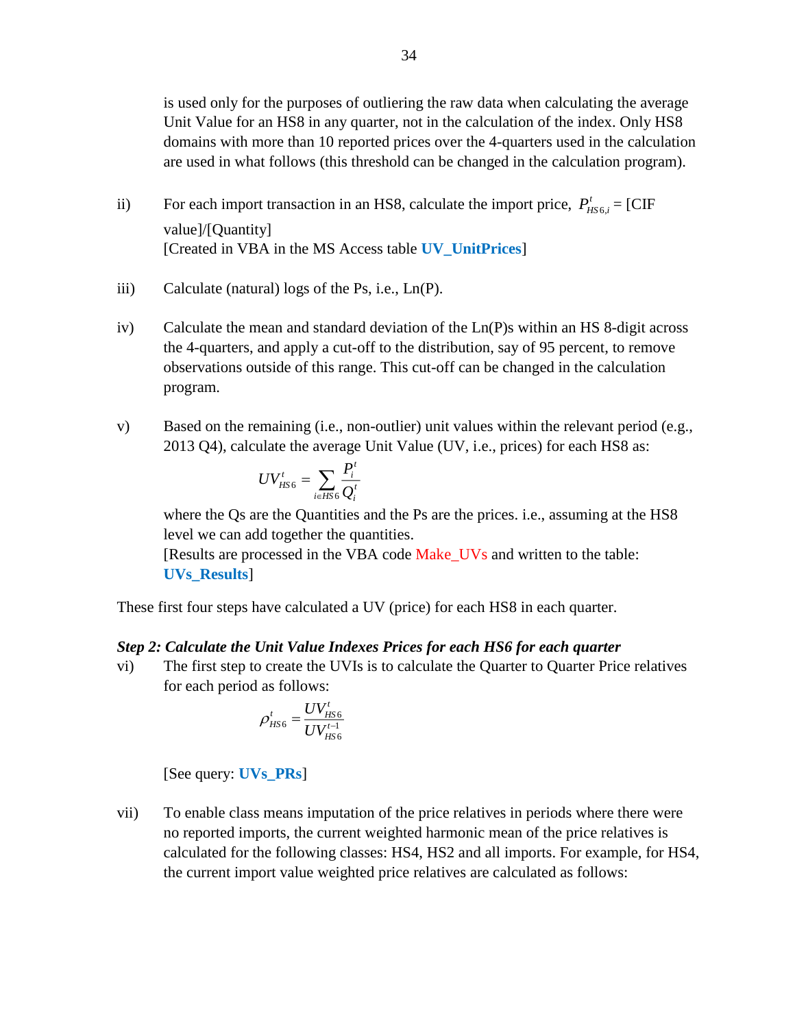is used only for the purposes of outliering the raw data when calculating the average Unit Value for an HS8 in any quarter, not in the calculation of the index. Only HS8 domains with more than 10 reported prices over the 4-quarters used in the calculation are used in what follows (this threshold can be changed in the calculation program).

ii) For each import transaction in an HS8, calculate the import price, $P^t_{HS6,i}$ = [CIF value]/[Quantity]
[Created in VBA in the MS Access table **UV_UnitPrices**]

iii) Calculate (natural) logs of the Ps, i.e., Ln(P).

iv) Calculate the mean and standard deviation of the Ln(P)s within an HS 8-digit across the 4-quarters, and apply a cut-off to the distribution, say of 95 percent, to remove observations outside of this range. This cut-off can be changed in the calculation program.

v) Based on the remaining (i.e., non-outlier) unit values within the relevant period (e.g., 2013 Q4), calculate the average Unit Value (UV, i.e., prices) for each HS8 as:

$$UV^t_{HS6} = \sum_{i \in HS6} \frac{P^t_i}{Q^t_i}$$

where the Qs are the Quantities and the Ps are the prices. i.e., assuming at the HS8 level we can add together the quantities.
[Results are processed in the VBA code Make_UVs and written to the table: **UVs_Results**]

These first four steps have calculated a UV (price) for each HS8 in each quarter.

***Step 2: Calculate the Unit Value Indexes Prices for each HS6 for each quarter***

vi) The first step to create the UVIs is to calculate the Quarter to Quarter Price relatives for each period as follows:

$$\rho^t_{HS6} = \frac{UV^t_{HS6}}{UV^{t-1}_{HS6}}$$

[See query: **UVs_PRs**]

vii) To enable class means imputation of the price relatives in periods where there were no reported imports, the current weighted harmonic mean of the price relatives is calculated for the following classes: HS4, HS2 and all imports. For example, for HS4, the current import value weighted price relatives are calculated as follows: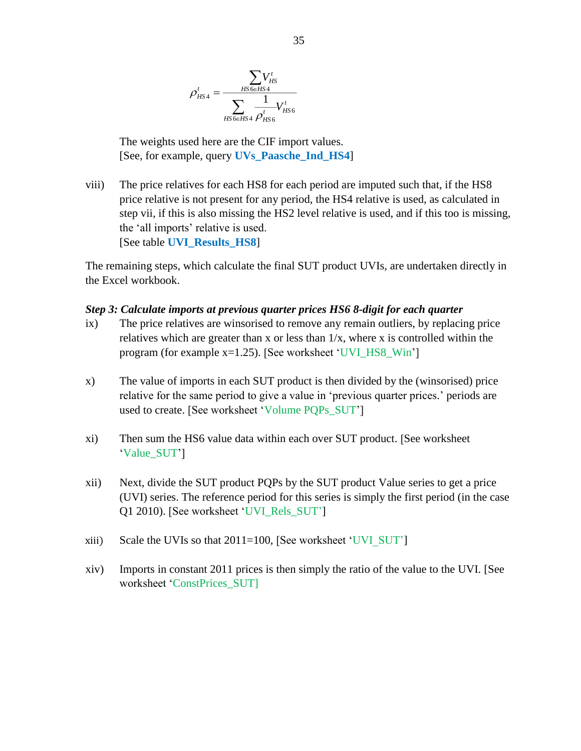$$\rho_{HS4}^{t} = \frac{\sum_{HS6 \in HS4} V_{HS}^{t}}{\sum_{HS6 \in HS4} \frac{1}{\rho_{HS6}^{t}} V_{HS6}^{t}}$$

The weights used here are the CIF import values.
[See, for example, query **UVs_Paasche_Ind_HS4**]

viii) The price relatives for each HS8 for each period are imputed such that, if the HS8 price relative is not present for any period, the HS4 relative is used, as calculated in step vii, if this is also missing the HS2 level relative is used, and if this too is missing, the ‘all imports’ relative is used.
[See table **UVI_Results_HS8**]

The remaining steps, which calculate the final SUT product UVIs, are undertaken directly in the Excel workbook.

***Step 3: Calculate imports at previous quarter prices HS6 8-digit for each quarter***

ix) The price relatives are winsorised to remove any remain outliers, by replacing price relatives which are greater than x or less than 1/x, where x is controlled within the program (for example x=1.25). [See worksheet ‘UVI_HS8_Win’]

x) The value of imports in each SUT product is then divided by the (winsorised) price relative for the same period to give a value in ‘previous quarter prices.’ periods are used to create. [See worksheet ‘Volume PQPs_SUT’]

xi) Then sum the HS6 value data within each over SUT product. [See worksheet ‘Value_SUT’]

xii) Next, divide the SUT product PQPs by the SUT product Value series to get a price (UVI) series. The reference period for this series is simply the first period (in the case Q1 2010). [See worksheet ‘UVI_Rels_SUT’]

xiii) Scale the UVIs so that 2011=100, [See worksheet ‘UVI_SUT’]

xiv) Imports in constant 2011 prices is then simply the ratio of the value to the UVI. [See worksheet ‘ConstPrices_SUT]